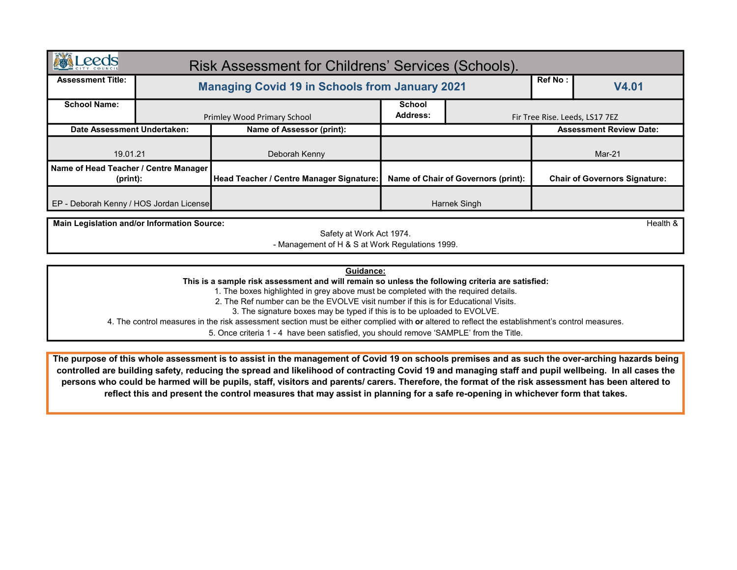# Risk Assessment for Childrens' Services (Schools).

| Assessment Title: | Managing Covid 19 in Schools from January 2021 | | Ref No : | V4.01 |
|---|---|---|---|---|
| **School Name:** | Primley Wood Primary School | **School Address:** | Fir Tree Rise. Leeds, LS17 7EZ | |

| Date Assessment Undertaken: | Name of Assessor (print): | | Assessment Review Date: |
|---|---|---|---|
| 19.01.21 | Deborah Kenny | | Mar-21 |
| **Name of Head Teacher / Centre Manager (print):** | **Head Teacher / Centre Manager Signature:** | **Name of Chair of Governors (print):** | **Chair of Governors Signature:** |
| EP - Deborah Kenny / HOS Jordan License | | Harnek Singh | |

**Main Legislation and/or Information Source:** Health & Safety at Work Act 1974.
- Management of H & S at Work Regulations 1999.

**Guidance:**

**This is a sample risk assessment and will remain so unless the following criteria are satisfied:**

1. The boxes highlighted in grey above must be completed with the required details.
2. The Ref number can be the EVOLVE visit number if this is for Educational Visits.
3. The signature boxes may be typed if this is to be uploaded to EVOLVE.
4. The control measures in the risk assessment section must be either complied with **or** altered to reflect the establishment's control measures.
5. Once criteria 1 - 4 have been satisfied, you should remove 'SAMPLE' from the Title.

**The purpose of this whole assessment is to assist in the management of Covid 19 on schools premises and as such the over-arching hazards being controlled are building safety, reducing the spread and likelihood of contracting Covid 19 and managing staff and pupil wellbeing. In all cases the persons who could be harmed will be pupils, staff, visitors and parents/ carers. Therefore, the format of the risk assessment has been altered to reflect this and present the control measures that may assist in planning for a safe re-opening in whichever form that takes.**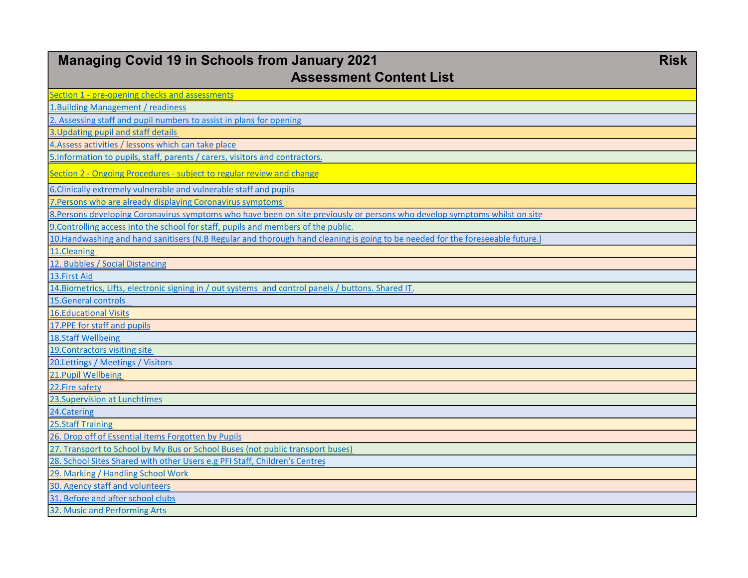# Managing Covid 19 in Schools from January 2021 Risk Assessment Content List

Section 1 - pre-opening checks and assessments

1.Building Management / readiness

2. Assessing staff and pupil numbers to assist in plans for opening

3.Updating pupil and staff details

4.Assess activities / lessons which can take place

5.Information to pupils, staff, parents / carers, visitors and contractors.

Section 2 - Ongoing Procedures - subject to regular review and change

6.Clinically extremely vulnerable and vulnerable staff and pupils

7.Persons who are already displaying Coronavirus symptoms

8.Persons developing Coronavirus symptoms who have been on site previously or persons who develop symptoms whilst on site

9.Controlling access into the school for staff, pupils and members of the public.

10.Handwashing and hand sanitisers (N.B Regular and thorough hand cleaning is going to be needed for the foreseeable future.)

11.Cleaning

12. Bubbles / Social Distancing

13.First Aid

14.Biometrics, Lifts, electronic signing in / out systems and control panels / buttons. Shared IT.

15.General controls

16.Educational Visits

17.PPE for staff and pupils

18.Staff Wellbeing

19.Contractors visiting site

20.Lettings / Meetings / Visitors

21.Pupil Wellbeing

22.Fire safety

23.Supervision at Lunchtimes

24.Catering

25.Staff Training

26. Drop off of Essential Items Forgotten by Pupils

27. Transport to School by My Bus or School Buses (not public transport buses)

28. School Sites Shared with other Users e.g PFI Staff, Children's Centres

29. Marking / Handling School Work

30. Agency staff and volunteers

31. Before and after school clubs

32. Music and Performing Arts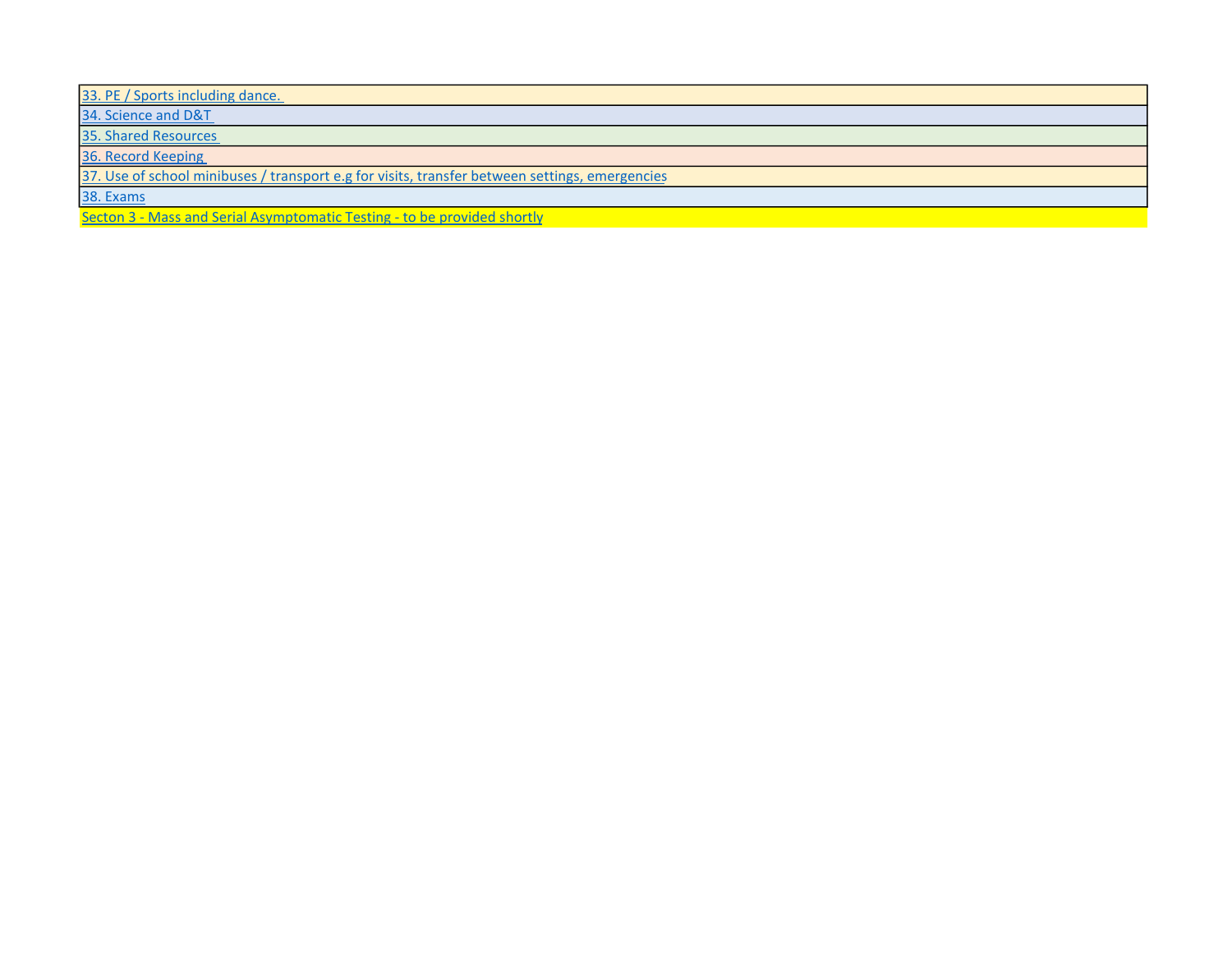33. PE / Sports including dance.

34. Science and D&T

35. Shared Resources

36. Record Keeping

37. Use of school minibuses / transport e.g for visits, transfer between settings, emergencies

38. Exams

Secton 3 - Mass and Serial Asymptomatic Testing - to be provided shortly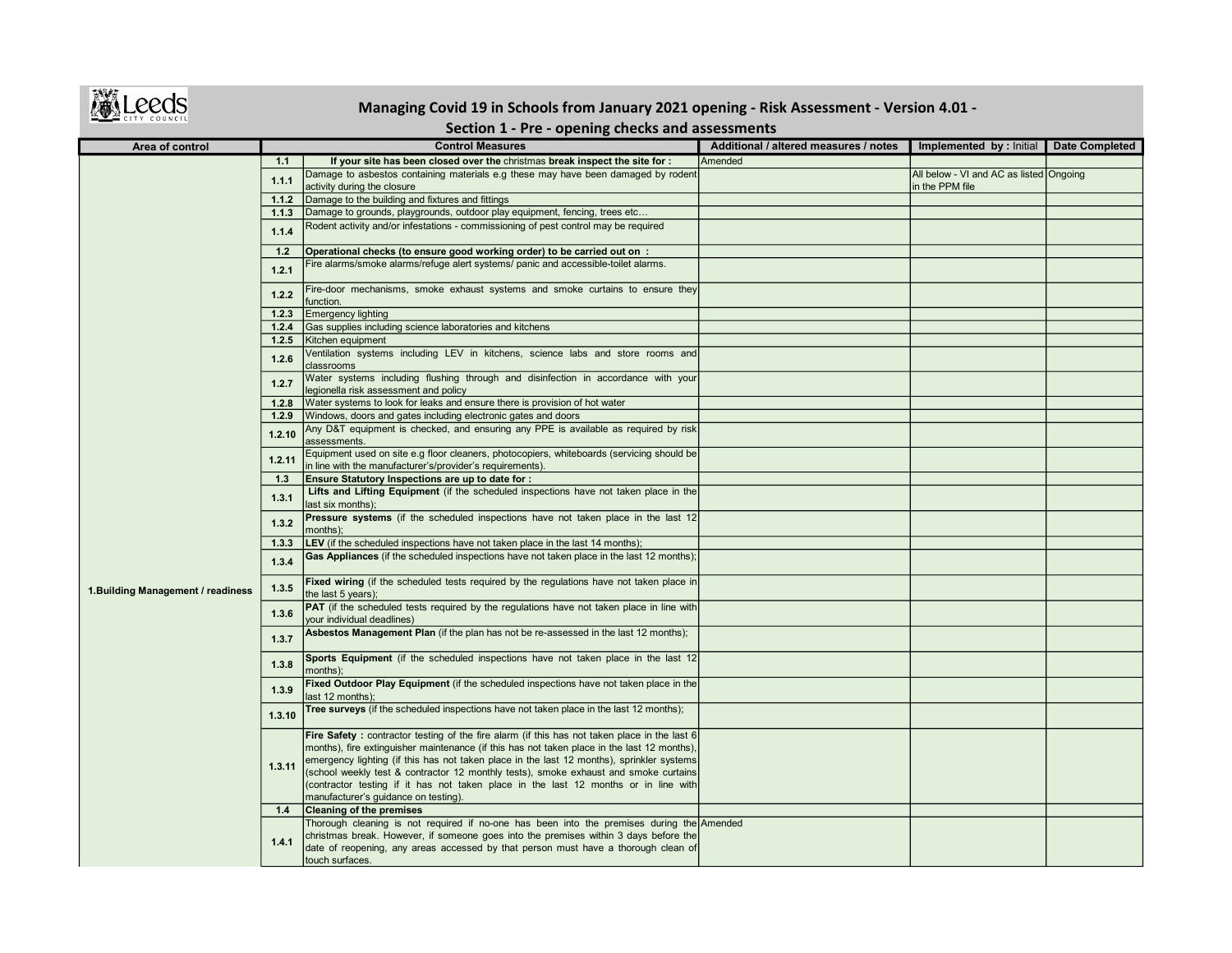# Managing Covid 19 in Schools from January 2021 opening - Risk Assessment - Version 4.01 -

## Section 1 - Pre - opening checks and assessments

| Area of control | | Control Measures | Additional / altered measures / notes | Implemented by : Initial | Date Completed |
|---|---|---|---|---|---|
| 1.Building Management / readiness | 1.1 | **If your site has been closed over the** christmas **break inspect the site for :** | Amended | | |
| | 1.1.1 | Damage to asbestos containing materials e.g these may have been damaged by rodent activity during the closure | | All below - VI and AC as listed in the PPM file | Ongoing |
| | 1.1.2 | Damage to the building and fixtures and fittings | | | |
| | 1.1.3 | Damage to grounds, playgrounds, outdoor play equipment, fencing, trees etc… | | | |
| | 1.1.4 | Rodent activity and/or infestations - commissioning of pest control may be required | | | |
| | 1.2 | **Operational checks (to ensure good working order) to be carried out on :** | | | |
| | 1.2.1 | Fire alarms/smoke alarms/refuge alert systems/ panic and accessible-toilet alarms. | | | |
| | 1.2.2 | Fire-door mechanisms, smoke exhaust systems and smoke curtains to ensure they function. | | | |
| | 1.2.3 | Emergency lighting | | | |
| | 1.2.4 | Gas supplies including science laboratories and kitchens | | | |
| | 1.2.5 | Kitchen equipment | | | |
| | 1.2.6 | Ventilation systems including LEV in kitchens, science labs and store rooms and classrooms | | | |
| | 1.2.7 | Water systems including flushing through and disinfection in accordance with your legionella risk assessment and policy | | | |
| | 1.2.8 | Water systems to look for leaks and ensure there is provision of hot water | | | |
| | 1.2.9 | Windows, doors and gates including electronic gates and doors | | | |
| | 1.2.10 | Any D&T equipment is checked, and ensuring any PPE is available as required by risk assessments. | | | |
| | 1.2.11 | Equipment used on site e.g floor cleaners, photocopiers, whiteboards (servicing should be in line with the manufacturer's/provider's requirements). | | | |
| | 1.3 | **Ensure Statutory Inspections are up to date for :** | | | |
| | 1.3.1 | **Lifts and Lifting Equipment** (if the scheduled inspections have not taken place in the last six months); | | | |
| | 1.3.2 | **Pressure systems** (if the scheduled inspections have not taken place in the last 12 months); | | | |
| | 1.3.3 | **LEV** (if the scheduled inspections have not taken place in the last 14 months); | | | |
| | 1.3.4 | **Gas Appliances** (if the scheduled inspections have not taken place in the last 12 months); | | | |
| | 1.3.5 | **Fixed wiring** (if the scheduled tests required by the regulations have not taken place in the last 5 years); | | | |
| | 1.3.6 | **PAT** (if the scheduled tests required by the regulations have not taken place in line with your individual deadlines) | | | |
| | 1.3.7 | **Asbestos Management Plan** (if the plan has not be re-assessed in the last 12 months); | | | |
| | 1.3.8 | **Sports Equipment** (if the scheduled inspections have not taken place in the last 12 months); | | | |
| | 1.3.9 | **Fixed Outdoor Play Equipment** (if the scheduled inspections have not taken place in the last 12 months); | | | |
| | 1.3.10 | **Tree surveys** (if the scheduled inspections have not taken place in the last 12 months); | | | |
| | 1.3.11 | **Fire Safety :** contractor testing of the fire alarm (if this has not taken place in the last 6 months), fire extinguisher maintenance (if this has not taken place in the last 12 months), emergency lighting (if this has not taken place in the last 12 months), sprinkler systems (school weekly test & contractor 12 monthly tests), smoke exhaust and smoke curtains (contractor testing if it has not taken place in the last 12 months or in line with manufacturer's guidance on testing). | | | |
| | 1.4 | **Cleaning of the premises** | | | |
| | 1.4.1 | Thorough cleaning is not required if no-one has been into the premises during the christmas break. However, if someone goes into the premises within 3 days before the date of reopening, any areas accessed by that person must have a thorough clean of touch surfaces. | Amended | | |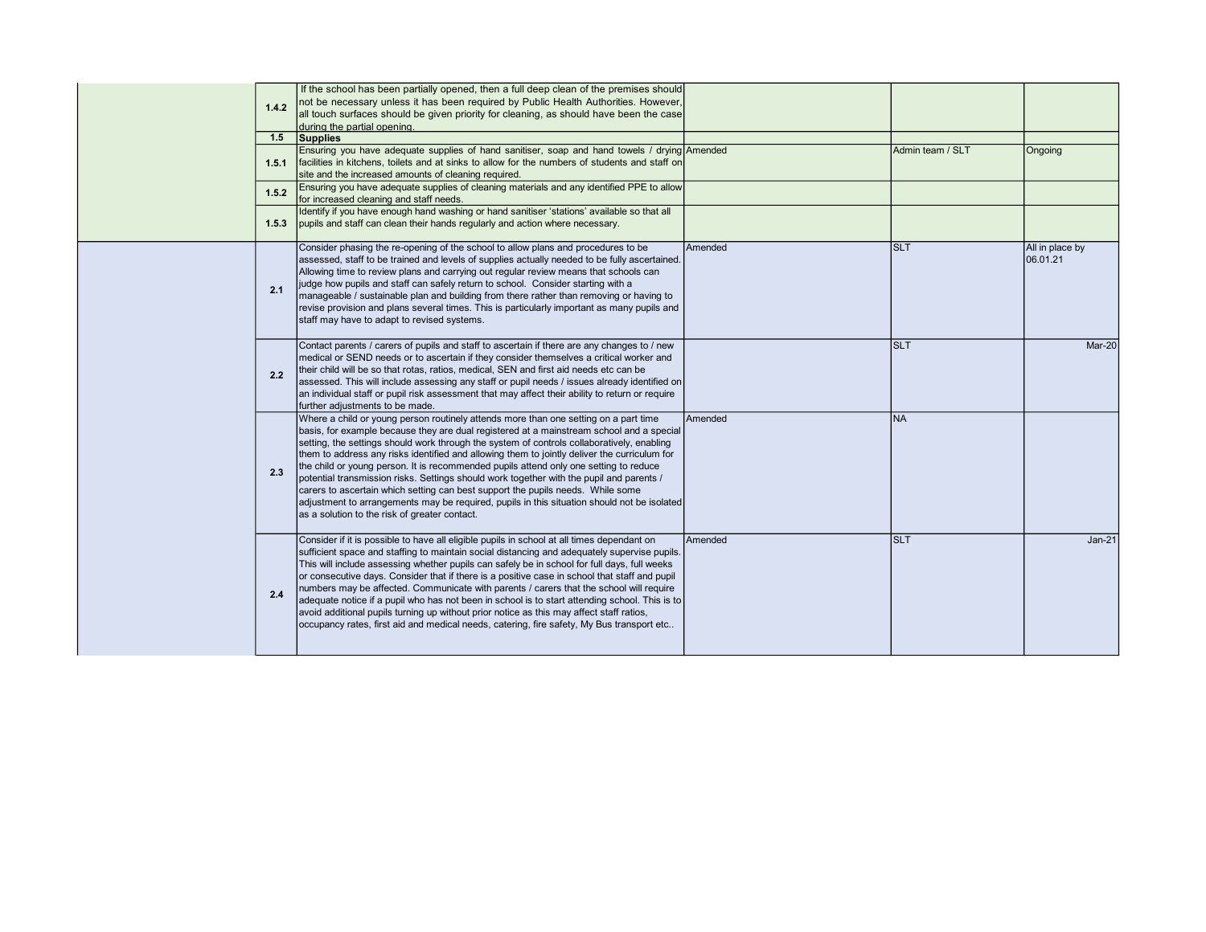| | | | | | |
|---|---|---|---|---|---|
| | 1.4.2 | If the school has been partially opened, then a full deep clean of the premises should not be necessary unless it has been required by Public Health Authorities. However, all touch surfaces should be given priority for cleaning, as should have been the case during the partial opening. | | | |
| | 1.5 | **Supplies** | | | |
| | 1.5.1 | Ensuring you have adequate supplies of hand sanitiser, soap and hand towels / drying facilities in kitchens, toilets and at sinks to allow for the numbers of students and staff on site and the increased amounts of cleaning required. | Amended | Admin team / SLT | Ongoing |
| | 1.5.2 | Ensuring you have adequate supplies of cleaning materials and any identified PPE to allow for increased cleaning and staff needs. | | | |
| | 1.5.3 | Identify if you have enough hand washing or hand sanitiser 'stations' available so that all pupils and staff can clean their hands regularly and action where necessary. | | | |
| | 2.1 | Consider phasing the re-opening of the school to allow plans and procedures to be assessed, staff to be trained and levels of supplies actually needed to be fully ascertained. Allowing time to review plans and carrying out regular review means that schools can judge how pupils and staff can safely return to school. Consider starting with a manageable / sustainable plan and building from there rather than removing or having to revise provision and plans several times. This is particularly important as many pupils and staff may have to adapt to revised systems. | Amended | SLT | All in place by 06.01.21 |
| | 2.2 | Contact parents / carers of pupils and staff to ascertain if there are any changes to / new medical or SEND needs or to ascertain if they consider themselves a critical worker and their child will be so that rotas, ratios, medical, SEN and first aid needs etc can be assessed. This will include assessing any staff or pupil needs / issues already identified on an individual staff or pupil risk assessment that may affect their ability to return or require further adjustments to be made. | | SLT | Mar-20 |
| | 2.3 | Where a child or young person routinely attends more than one setting on a part time basis, for example because they are dual registered at a mainstream school and a special setting, the settings should work through the system of controls collaboratively, enabling them to address any risks identified and allowing them to jointly deliver the curriculum for the child or young person. It is recommended pupils attend only one setting to reduce potential transmission risks. Settings should work together with the pupil and parents / carers to ascertain which setting can best support the pupils needs. While some adjustment to arrangements may be required, pupils in this situation should not be isolated as a solution to the risk of greater contact. | Amended | NA | |
| | 2.4 | Consider if it is possible to have all eligible pupils in school at all times dependant on sufficient space and staffing to maintain social distancing and adequately supervise pupils. This will include assessing whether pupils can safely be in school for full days, full weeks or consecutive days. Consider that if there is a positive case in school that staff and pupil numbers may be affected. Communicate with parents / carers that the school will require adequate notice if a pupil who has not been in school is to start attending school. This is to avoid additional pupils turning up without prior notice as this may affect staff ratios, occupancy rates, first aid and medical needs, catering, fire safety, My Bus transport etc.. | Amended | SLT | Jan-21 |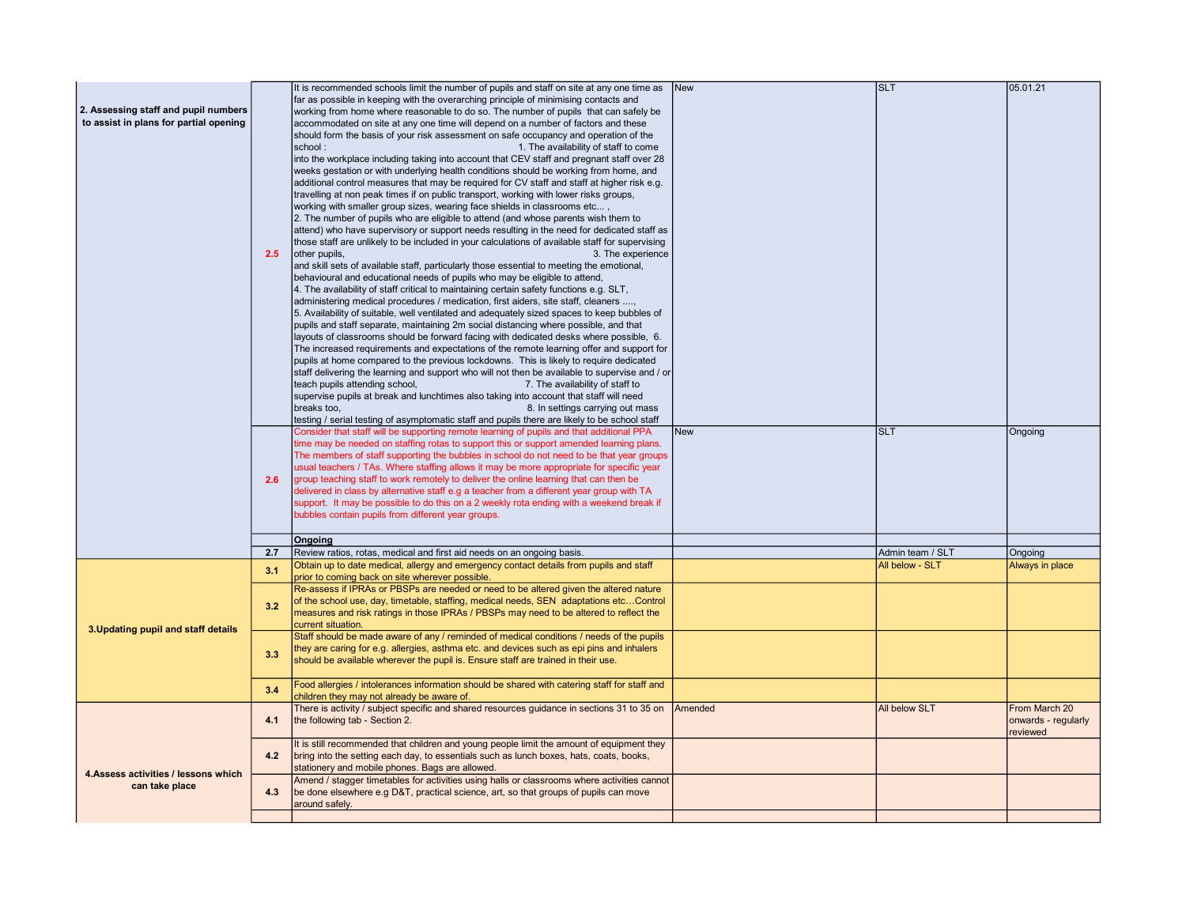| | | | | | |
|---|---|---|---|---|---|
| **2. Assessing staff and pupil numbers to assist in plans for partial opening** | 2.5 | It is recommended schools limit the number of pupils and staff on site at any one time as far as possible in keeping with the overarching principle of minimising contacts and working from home where reasonable to do so. The number of pupils that can safely be accommodated on site at any one time will depend on a number of factors and these should form the basis of your risk assessment on safe occupancy and operation of the school : 1. The availability of staff to come into the workplace including taking into account that CEV staff and pregnant staff over 28 weeks gestation or with underlying health conditions should be working from home, and additional control measures that may be required for CV staff and staff at higher risk e.g. travelling at non peak times if on public transport, working with lower risks groups, working with smaller group sizes, wearing face shields in classrooms etc... , 2. The number of pupils who are eligible to attend (and whose parents wish them to attend) who have supervisory or support needs resulting in the need for dedicated staff as those staff are unlikely to be included in your calculations of available staff for supervising other pupils, 3. The experience and skill sets of available staff, particularly those essential to meeting the emotional, behavioural and educational needs of pupils who may be eligible to attend, 4. The availability of staff critical to maintaining certain safety functions e.g. SLT, administering medical procedures / medication, first aiders, site staff, cleaners ...., 5. Availability of suitable, well ventilated and adequately sized spaces to keep bubbles of pupils and staff separate, maintaining 2m social distancing where possible, and that layouts of classrooms should be forward facing with dedicated desks where possible, 6. The increased requirements and expectations of the remote learning offer and support for pupils at home compared to the previous lockdowns. This is likely to require dedicated staff delivering the learning and support who will not then be available to supervise and / or teach pupils attending school, 7. The availability of staff to supervise pupils at break and lunchtimes also taking into account that staff will need breaks too, 8. In settings carrying out mass testing / serial testing of asymptomatic staff and pupils there are likely to be school staff | New | SLT | 05.01.21 |
| | 2.6 | Consider that staff will be supporting remote learning of pupils and that additional PPA time may be needed on staffing rotas to support this or support amended learning plans. The members of staff supporting the bubbles in school do not need to be that year groups usual teachers / TAs. Where staffing allows it may be more appropriate for specific year group teaching staff to work remotely to deliver the online learning that can then be delivered in class by alternative staff e.g a teacher from a different year group with TA support. It may be possible to do this on a 2 weekly rota ending with a weekend break if bubbles contain pupils from different year groups. | New | SLT | Ongoing |
| | | **Ongoing** | | | |
| | 2.7 | Review ratios, rotas, medical and first aid needs on an ongoing basis. | | Admin team / SLT | Ongoing |
| **3.Updating pupil and staff details** | 3.1 | Obtain up to date medical, allergy and emergency contact details from pupils and staff prior to coming back on site wherever possible. | | All below - SLT | Always in place |
| | 3.2 | Re-assess if IPRAs or PBSPs are needed or need to be altered given the altered nature of the school use, day, timetable, staffing, medical needs, SEN adaptations etc…Control measures and risk ratings in those IPRAs / PBSPs may need to be altered to reflect the current situation. | | | |
| | 3.3 | Staff should be made aware of any / reminded of medical conditions / needs of the pupils they are caring for e.g. allergies, asthma etc. and devices such as epi pins and inhalers should be available wherever the pupil is. Ensure staff are trained in their use. | | | |
| | 3.4 | Food allergies / intolerances information should be shared with catering staff for staff and children they may not already be aware of. | | | |
| **4.Assess activities / lessons which can take place** | 4.1 | There is activity / subject specific and shared resources guidance in sections 31 to 35 on the following tab - Section 2. | Amended | All below SLT | From March 20 onwards - regularly reviewed |
| | 4.2 | It is still recommended that children and young people limit the amount of equipment they bring into the setting each day, to essentials such as lunch boxes, hats, coats, books, stationery and mobile phones. Bags are allowed. | | | |
| | 4.3 | Amend / stagger timetables for activities using halls or classrooms where activities cannot be done elsewhere e.g D&T, practical science, art, so that groups of pupils can move around safely. | | | |
| | | | | | |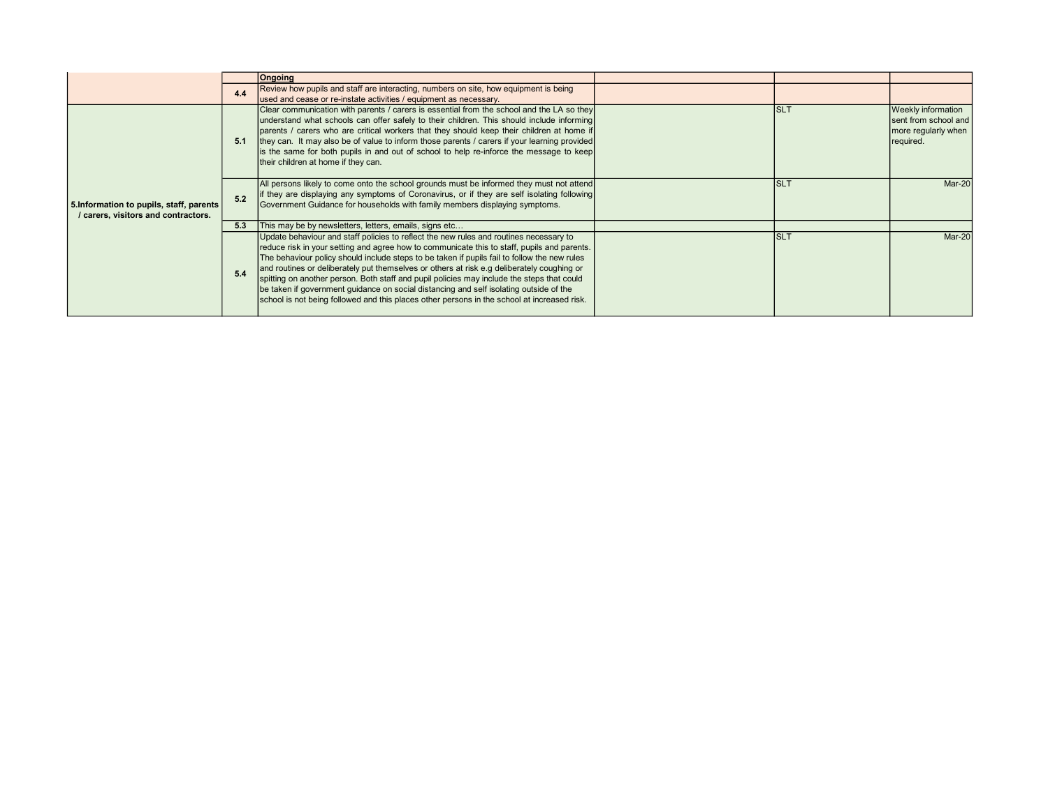| | | | | | |
|---|---|---|---|---|---|
| | | **Ongoing** | | | |
| | 4.4 | Review how pupils and staff are interacting, numbers on site, how equipment is being used and cease or re-instate activities / equipment as necessary. | | | |
| **5.Information to pupils, staff, parents / carers, visitors and contractors.** | 5.1 | Clear communication with parents / carers is essential from the school and the LA so they understand what schools can offer safely to their children. This should include informing parents / carers who are critical workers that they should keep their children at home if they can. It may also be of value to inform those parents / carers if your learning provided is the same for both pupils in and out of school to help re-inforce the message to keep their children at home if they can. | | SLT | Weekly information sent from school and more regularly when required. |
| | 5.2 | All persons likely to come onto the school grounds must be informed they must not attend if they are displaying any symptoms of Coronavirus, or if they are self isolating following Government Guidance for households with family members displaying symptoms. | | SLT | Mar-20 |
| | 5.3 | This may be by newsletters, letters, emails, signs etc… | | | |
| | 5.4 | Update behaviour and staff policies to reflect the new rules and routines necessary to reduce risk in your setting and agree how to communicate this to staff, pupils and parents. The behaviour policy should include steps to be taken if pupils fail to follow the new rules and routines or deliberately put themselves or others at risk e.g deliberately coughing or spitting on another person. Both staff and pupil policies may include the steps that could be taken if government guidance on social distancing and self isolating outside of the school is not being followed and this places other persons in the school at increased risk. | | SLT | Mar-20 |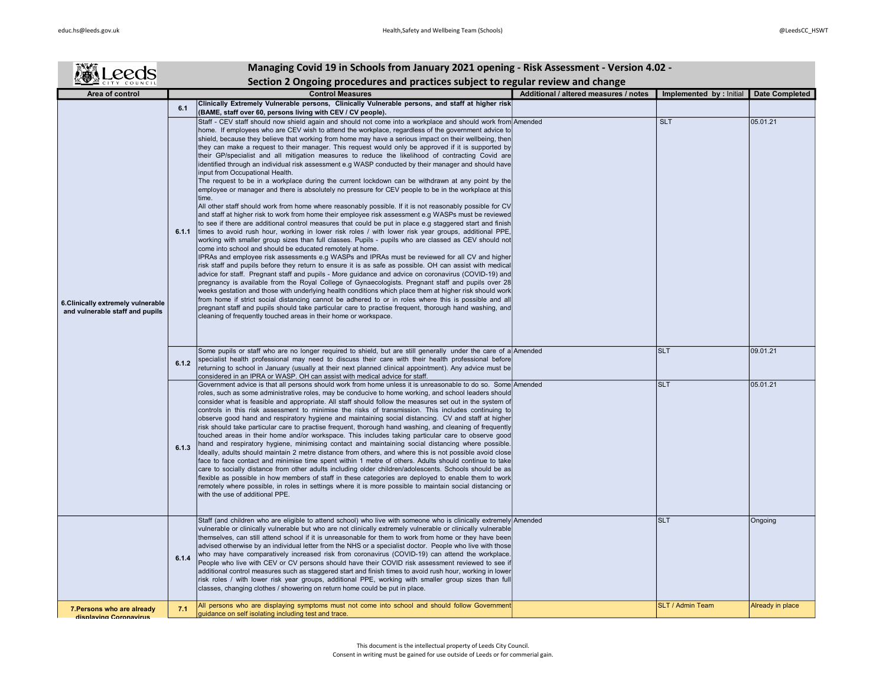# Managing Covid 19 in Schools from January 2021 opening - Risk Assessment - Version 4.02 -

## Section 2 Ongoing procedures and practices subject to regular review and change

| Area of control | | Control Measures | Additional / altered measures / notes | Implemented by : Initial | Date Completed |
|---|---|---|---|---|---|
| 6.Clinically extremely vulnerable and vulnerable staff and pupils | 6.1 | **Clinically Extremely Vulnerable persons, Clinically Vulnerable persons, and staff at higher risk (BAME, staff over 60, persons living with CEV / CV people).** | | | |
| | 6.1.1 | Staff - CEV staff should now shield again and should not come into a workplace and should work from home. If employees who are CEV wish to attend the workplace, regardless of the government advice to shield, because they believe that working from home may have a serious impact on their wellbeing, then they can make a request to their manager. This request would only be approved if it is supported by their GP/specialist and all mitigation measures to reduce the likelihood of contracting Covid are identified through an individual risk assessment e.g WASP conducted by their manager and should have input from Occupational Health.<br>The request to be in a workplace during the current lockdown can be withdrawn at any point by the employee or manager and there is absolutely no pressure for CEV people to be in the workplace at this time.<br>All other staff should work from home where reasonably possible. If it is not reasonably possible for CV and staff at higher risk to work from home their employee risk assessment e.g WASPs must be reviewed to see if there are additional control measures that could be put in place e.g staggered start and finish times to avoid rush hour, working in lower risk roles / with lower risk year groups, additional PPE, working with smaller group sizes than full classes. Pupils - pupils who are classed as CEV should not come into school and should be educated remotely at home.<br>IPRAs and employee risk assessments e.g WASPs and IPRAs must be reviewed for all CV and higher risk staff and pupils before they return to ensure it is as safe as possible. OH can assist with medical advice for staff. Pregnant staff and pupils - More guidance and advice on coronavirus (COVID-19) and pregnancy is available from the Royal College of Gynaecologists. Pregnant staff and pupils over 28 weeks gestation and those with underlying health conditions which place them at higher risk should work from home if strict social distancing cannot be adhered to or in roles where this is possible and all pregnant staff and pupils should take particular care to practise frequent, thorough hand washing, and cleaning of frequently touched areas in their home or workspace. | Amended | SLT | 05.01.21 |
| | 6.1.2 | Some pupils or staff who are no longer required to shield, but are still generally under the care of a specialist health professional may need to discuss their care with their health professional before returning to school in January (usually at their next planned clinical appointment). Any advice must be considered in an IPRA or WASP. OH can assist with medical advice for staff. | Amended | SLT | 09.01.21 |
| | 6.1.3 | Government advice is that all persons should work from home unless it is unreasonable to do so. Some roles, such as some administrative roles, may be conducive to home working, and school leaders should consider what is feasible and appropriate. All staff should follow the measures set out in the system of controls in this risk assessment to minimise the risks of transmission. This includes continuing to observe good hand and respiratory hygiene and maintaining social distancing. CV and staff at higher risk should take particular care to practise frequent, thorough hand washing, and cleaning of frequently touched areas in their home and/or workspace. This includes taking particular care to observe good hand and respiratory hygiene, minimising contact and maintaining social distancing where possible. Ideally, adults should maintain 2 metre distance from others, and where this is not possible avoid close face to face contact and minimise time spent within 1 metre of others. Adults should continue to take care to socially distance from other adults including older children/adolescents. Schools should be as flexible as possible in how members of staff in these categories are deployed to enable them to work remotely where possible, in roles in settings where it is more possible to maintain social distancing or with the use of additional PPE. | Amended | SLT | 05.01.21 |
| | 6.1.4 | Staff (and children who are eligible to attend school) who live with someone who is clinically extremely vulnerable or clinically vulnerable but who are not clinically extremely vulnerable or clinically vulnerable themselves, can still attend school if it is unreasonable for them to work from home or they have been advised otherwise by an individual letter from the NHS or a specialist doctor. People who live with those who may have comparatively increased risk from coronavirus (COVID-19) can attend the workplace. People who live with CEV or CV persons should have their COVID risk assessment reviewed to see if additional control measures such as staggered start and finish times to avoid rush hour, working in lower risk roles / with lower risk year groups, additional PPE, working with smaller group sizes than full classes, changing clothes / showering on return home could be put in place. | Amended | SLT | Ongoing |
| 7.Persons who are already displaying Coronavirus | 7.1 | All persons who are displaying symptoms must not come into school and should follow Government guidance on self isolating including test and trace. | | SLT / Admin Team | Already in place |

This document is the intellectual property of Leeds City Council.
Consent in writing must be gained for use outside of Leeds or for commerial gain.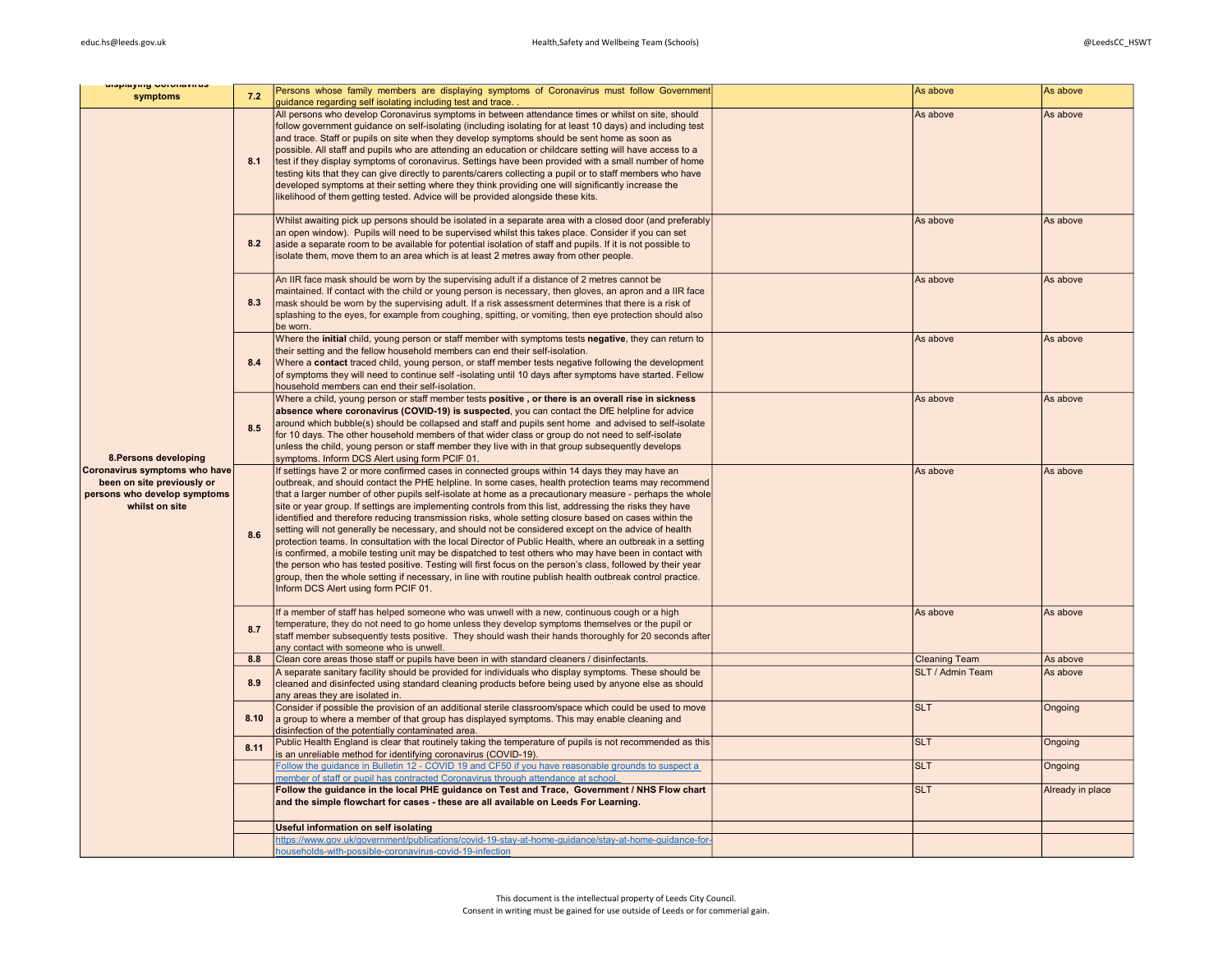| | | | | | |
|---|---|---|---|---|---|
| displaying Coronavirus symptoms | 7.2 | Persons whose family members are displaying symptoms of Coronavirus must follow Government guidance regarding self isolating including test and trace. . | | As above | As above |
| 8.Persons developing Coronavirus symptoms who have been on site previously or persons who develop symptoms whilst on site | 8.1 | All persons who develop Coronavirus symptoms in between attendance times or whilst on site, should follow government guidance on self-isolating (including isolating for at least 10 days) and including test and trace. Staff or pupils on site when they develop symptoms should be sent home as soon as possible. All staff and pupils who are attending an education or childcare setting will have access to a test if they display symptoms of coronavirus. Settings have been provided with a small number of home testing kits that they can give directly to parents/carers collecting a pupil or to staff members who have developed symptoms at their setting where they think providing one will significantly increase the likelihood of them getting tested. Advice will be provided alongside these kits. | | As above | As above |
| | 8.2 | Whilst awaiting pick up persons should be isolated in a separate area with a closed door (and preferably an open window). Pupils will need to be supervised whilst this takes place. Consider if you can set aside a separate room to be available for potential isolation of staff and pupils. If it is not possible to isolate them, move them to an area which is at least 2 metres away from other people. | | As above | As above |
| | 8.3 | An IIR face mask should be worn by the supervising adult if a distance of 2 metres cannot be maintained. If contact with the child or young person is necessary, then gloves, an apron and a IIR face mask should be worn by the supervising adult. If a risk assessment determines that there is a risk of splashing to the eyes, for example from coughing, spitting, or vomiting, then eye protection should also be worn. | | As above | As above |
| | 8.4 | Where the **initial** child, young person or staff member with symptoms tests **negative**, they can return to their setting and the fellow household members can end their self-isolation. Where a **contact** traced child, young person, or staff member tests negative following the development of symptoms they will need to continue self -isolating until 10 days after symptoms have started. Fellow household members can end their self-isolation. | | As above | As above |
| | 8.5 | Where a child, young person or staff member tests **positive , or there is an overall rise in sickness absence where coronavirus (COVID-19) is suspected**, you can contact the DfE helpline for advice around which bubble(s) should be collapsed and staff and pupils sent home and advised to self-isolate for 10 days. The other household members of that wider class or group do not need to self-isolate unless the child, young person or staff member they live with in that group subsequently develops symptoms. Inform DCS Alert using form PCIF 01. | | As above | As above |
| | 8.6 | If settings have 2 or more confirmed cases in connected groups within 14 days they may have an outbreak, and should contact the PHE helpline. In some cases, health protection teams may recommend that a larger number of other pupils self-isolate at home as a precautionary measure - perhaps the whole site or year group. If settings are implementing controls from this list, addressing the risks they have identified and therefore reducing transmission risks, whole setting closure based on cases within the setting will not generally be necessary, and should not be considered except on the advice of health protection teams. In consultation with the local Director of Public Health, where an outbreak in a setting is confirmed, a mobile testing unit may be dispatched to test others who may have been in contact with the person who has tested positive. Testing will first focus on the person's class, followed by their year group, then the whole setting if necessary, in line with routine publish health outbreak control practice. Inform DCS Alert using form PCIF 01. | | As above | As above |
| | 8.7 | If a member of staff has helped someone who was unwell with a new, continuous cough or a high temperature, they do not need to go home unless they develop symptoms themselves or the pupil or staff member subsequently tests positive. They should wash their hands thoroughly for 20 seconds after any contact with someone who is unwell. | | As above | As above |
| | 8.8 | Clean core areas those staff or pupils have been in with standard cleaners / disinfectants. | | Cleaning Team | As above |
| | 8.9 | A separate sanitary facility should be provided for individuals who display symptoms. These should be cleaned and disinfected using standard cleaning products before being used by anyone else as should any areas they are isolated in. | | SLT / Admin Team | As above |
| | 8.10 | Consider if possible the provision of an additional sterile classroom/space which could be used to move a group to where a member of that group has displayed symptoms. This may enable cleaning and disinfection of the potentially contaminated area. | | SLT | Ongoing |
| | 8.11 | Public Health England is clear that routinely taking the temperature of pupils is not recommended as this is an unreliable method for identifying coronavirus (COVID-19). | | SLT | Ongoing |
| | | Follow the guidance in Bulletin 12 - COVID 19 and CF50 if you have reasonable grounds to suspect a member of staff or pupil has contracted Coronavirus through attendance at school. | | SLT | Ongoing |
| | | **Follow the guidance in the local PHE guidance on Test and Trace, Government / NHS Flow chart and the simple flowchart for cases - these are all available on Leeds For Learning.** | | SLT | Already in place |
| | | **Useful information on self isolating** | | | |
| | | https://www.gov.uk/government/publications/covid-19-stay-at-home-guidance/stay-at-home-guidance-for-households-with-possible-coronavirus-covid-19-infection | | | |

This document is the intellectual property of Leeds City Council.
Consent in writing must be gained for use outside of Leeds or for commerial gain.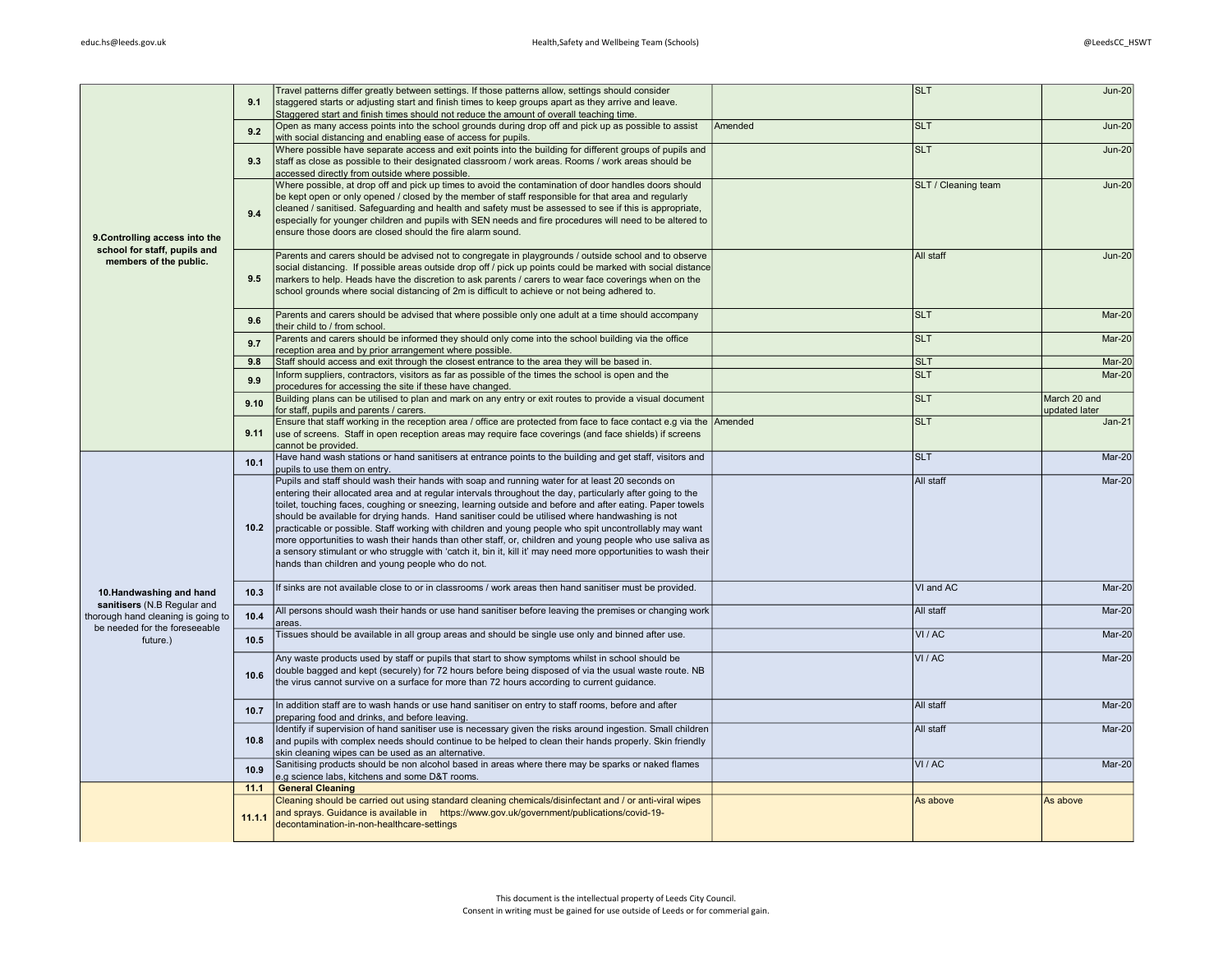| | | | | | |
|---|---|---|---|---|---|
| 9.Controlling access into the school for staff, pupils and members of the public. | 9.1 | Travel patterns differ greatly between settings. If those patterns allow, settings should consider staggered starts or adjusting start and finish times to keep groups apart as they arrive and leave. Staggered start and finish times should not reduce the amount of overall teaching time. | | SLT | Jun-20 |
| | 9.2 | Open as many access points into the school grounds during drop off and pick up as possible to assist with social distancing and enabling ease of access for pupils. | Amended | SLT | Jun-20 |
| | 9.3 | Where possible have separate access and exit points into the building for different groups of pupils and staff as close as possible to their designated classroom / work areas. Rooms / work areas should be accessed directly from outside where possible. | | SLT | Jun-20 |
| | 9.4 | Where possible, at drop off and pick up times to avoid the contamination of door handles doors should be kept open or only opened / closed by the member of staff responsible for that area and regularly cleaned / sanitised. Safeguarding and health and safety must be assessed to see if this is appropriate, especially for younger children and pupils with SEN needs and fire procedures will need to be altered to ensure those doors are closed should the fire alarm sound. | | SLT / Cleaning team | Jun-20 |
| | 9.5 | Parents and carers should be advised not to congregate in playgrounds / outside school and to observe social distancing. If possible areas outside drop off / pick up points could be marked with social distance markers to help. Heads have the discretion to ask parents / carers to wear face coverings when on the school grounds where social distancing of 2m is difficult to achieve or not being adhered to. | | All staff | Jun-20 |
| | 9.6 | Parents and carers should be advised that where possible only one adult at a time should accompany their child to / from school. | | SLT | Mar-20 |
| | 9.7 | Parents and carers should be informed they should only come into the school building via the office reception area and by prior arrangement where possible. | | SLT | Mar-20 |
| | 9.8 | Staff should access and exit through the closest entrance to the area they will be based in. | | SLT | Mar-20 |
| | 9.9 | Inform suppliers, contractors, visitors as far as possible of the times the school is open and the procedures for accessing the site if these have changed. | | SLT | Mar-20 |
| | 9.10 | Building plans can be utilised to plan and mark on any entry or exit routes to provide a visual document for staff, pupils and parents / carers. | | SLT | March 20 and updated later |
| | 9.11 | Ensure that staff working in the reception area / office are protected from face to face contact e.g via the use of screens. Staff in open reception areas may require face coverings (and face shields) if screens cannot be provided. | Amended | SLT | Jan-21 |
| **10.Handwashing and hand sanitisers** (N.B Regular and thorough hand cleaning is going to be needed for the foreseeable future.) | 10.1 | Have hand wash stations or hand sanitisers at entrance points to the building and get staff, visitors and pupils to use them on entry. | | SLT | Mar-20 |
| | 10.2 | Pupils and staff should wash their hands with soap and running water for at least 20 seconds on entering their allocated area and at regular intervals throughout the day, particularly after going to the toilet, touching faces, coughing or sneezing, learning outside and before and after eating. Paper towels should be available for drying hands. Hand sanitiser could be utilised where handwashing is not practicable or possible. Staff working with children and young people who spit uncontrollably may want more opportunities to wash their hands than other staff, or, children and young people who use saliva as a sensory stimulant or who struggle with 'catch it, bin it, kill it' may need more opportunities to wash their hands than children and young people who do not. | | All staff | Mar-20 |
| | 10.3 | If sinks are not available close to or in classrooms / work areas then hand sanitiser must be provided. | | VI and AC | Mar-20 |
| | 10.4 | All persons should wash their hands or use hand sanitiser before leaving the premises or changing work areas. | | All staff | Mar-20 |
| | 10.5 | Tissues should be available in all group areas and should be single use only and binned after use. | | VI / AC | Mar-20 |
| | 10.6 | Any waste products used by staff or pupils that start to show symptoms whilst in school should be double bagged and kept (securely) for 72 hours before being disposed of via the usual waste route. NB the virus cannot survive on a surface for more than 72 hours according to current guidance. | | VI / AC | Mar-20 |
| | 10.7 | In addition staff are to wash hands or use hand sanitiser on entry to staff rooms, before and after preparing food and drinks, and before leaving. | | All staff | Mar-20 |
| | 10.8 | Identify if supervision of hand sanitiser use is necessary given the risks around ingestion. Small children and pupils with complex needs should continue to be helped to clean their hands properly. Skin friendly skin cleaning wipes can be used as an alternative. | | All staff | Mar-20 |
| | 10.9 | Sanitising products should be non alcohol based in areas where there may be sparks or naked flames e.g science labs, kitchens and some D&T rooms. | | VI / AC | Mar-20 |
| | 11.1 | **General Cleaning** | | | |
| | 11.1.1 | Cleaning should be carried out using standard cleaning chemicals/disinfectant and / or anti-viral wipes and sprays. Guidance is available in https://www.gov.uk/government/publications/covid-19-decontamination-in-non-healthcare-settings | | As above | As above |

This document is the intellectual property of Leeds City Council.
Consent in writing must be gained for use outside of Leeds or for commerial gain.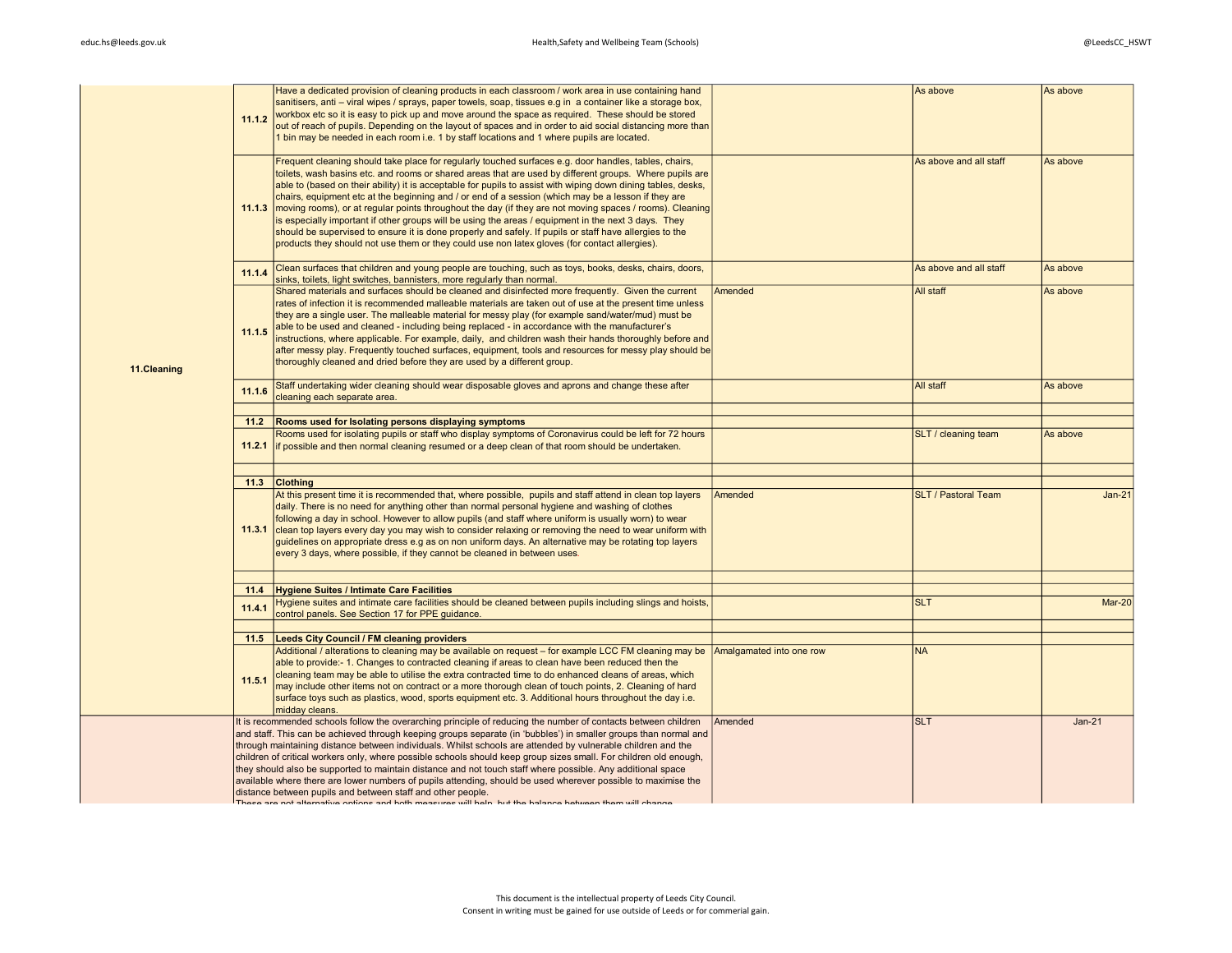| Section | Ref | Control measure | Status | Responsible | Date |
|---|---|---|---|---|---|
| 11.Cleaning | 11.1.2 | Have a dedicated provision of cleaning products in each classroom / work area in use containing hand sanitisers, anti – viral wipes / sprays, paper towels, soap, tissues e.g in a container like a storage box, workbox etc so it is easy to pick up and move around the space as required. These should be stored out of reach of pupils. Depending on the layout of spaces and in order to aid social distancing more than 1 bin may be needed in each room i.e. 1 by staff locations and 1 where pupils are located. | | As above | As above |
| | 11.1.3 | Frequent cleaning should take place for regularly touched surfaces e.g. door handles, tables, chairs, toilets, wash basins etc. and rooms or shared areas that are used by different groups. Where pupils are able to (based on their ability) it is acceptable for pupils to assist with wiping down dining tables, desks, chairs, equipment etc at the beginning and / or end of a session (which may be a lesson if they are moving rooms), or at regular points throughout the day (if they are not moving spaces / rooms). Cleaning is especially important if other groups will be using the areas / equipment in the next 3 days. They should be supervised to ensure it is done properly and safely. If pupils or staff have allergies to the products they should not use them or they could use non latex gloves (for contact allergies). | | As above and all staff | As above |
| | 11.1.4 | Clean surfaces that children and young people are touching, such as toys, books, desks, chairs, doors, sinks, toilets, light switches, bannisters, more regularly than normal. | | As above and all staff | As above |
| | 11.1.5 | Shared materials and surfaces should be cleaned and disinfected more frequently. Given the current rates of infection it is recommended malleable materials are taken out of use at the present time unless they are a single user. The malleable material for messy play (for example sand/water/mud) must be able to be used and cleaned - including being replaced - in accordance with the manufacturer's instructions, where applicable. For example, daily, and children wash their hands thoroughly before and after messy play. Frequently touched surfaces, equipment, tools and resources for messy play should be thoroughly cleaned and dried before they are used by a different group. | Amended | All staff | As above |
| | 11.1.6 | Staff undertaking wider cleaning should wear disposable gloves and aprons and change these after cleaning each separate area. | | All staff | As above |
| | | | | | |
| | **11.2** | **Rooms used for Isolating persons displaying symptoms** | | | |
| | 11.2.1 | Rooms used for isolating pupils or staff who display symptoms of Coronavirus could be left for 72 hours if possible and then normal cleaning resumed or a deep clean of that room should be undertaken. | | SLT / cleaning team | As above |
| | | | | | |
| | **11.3** | **Clothing** | | | |
| | 11.3.1 | At this present time it is recommended that, where possible, pupils and staff attend in clean top layers daily. There is no need for anything other than normal personal hygiene and washing of clothes following a day in school. However to allow pupils (and staff where uniform is usually worn) to wear clean top layers every day you may wish to consider relaxing or removing the need to wear uniform with guidelines on appropriate dress e.g as on non uniform days. An alternative may be rotating top layers every 3 days, where possible, if they cannot be cleaned in between uses. | Amended | SLT / Pastoral Team | Jan-21 |
| | | | | | |
| | **11.4** | **Hygiene Suites / Intimate Care Facilities** | | | |
| | 11.4.1 | Hygiene suites and intimate care facilities should be cleaned between pupils including slings and hoists, control panels. See Section 17 for PPE guidance. | | SLT | Mar-20 |
| | | | | | |
| | **11.5** | **Leeds City Council / FM cleaning providers** | | | |
| | 11.5.1 | Additional / alterations to cleaning may be available on request – for example LCC FM cleaning may be able to provide:- 1. Changes to contracted cleaning if areas to clean have been reduced then the cleaning team may be able to utilise the extra contracted time to do enhanced cleans of areas, which may include other items not on contract or a more thorough clean of touch points, 2. Cleaning of hard surface toys such as plastics, wood, sports equipment etc. 3. Additional hours throughout the day i.e. midday cleans. | Amalgamated into one row | NA | |
| | | It is recommended schools follow the overarching principle of reducing the number of contacts between children and staff. This can be achieved through keeping groups separate (in 'bubbles') in smaller groups than normal and through maintaining distance between individuals. Whilst schools are attended by vulnerable children and the children of critical workers only, where possible schools should keep group sizes small. For children old enough, they should also be supported to maintain distance and not touch staff where possible. Any additional space available where there are lower numbers of pupils attending, should be used wherever possible to maximise the distance between pupils and between staff and other people. These are not alternative options and both measures will help, but the balance between them will change | Amended | SLT | Jan-21 |

This document is the intellectual property of Leeds City Council.
Consent in writing must be gained for use outside of Leeds or for commerial gain.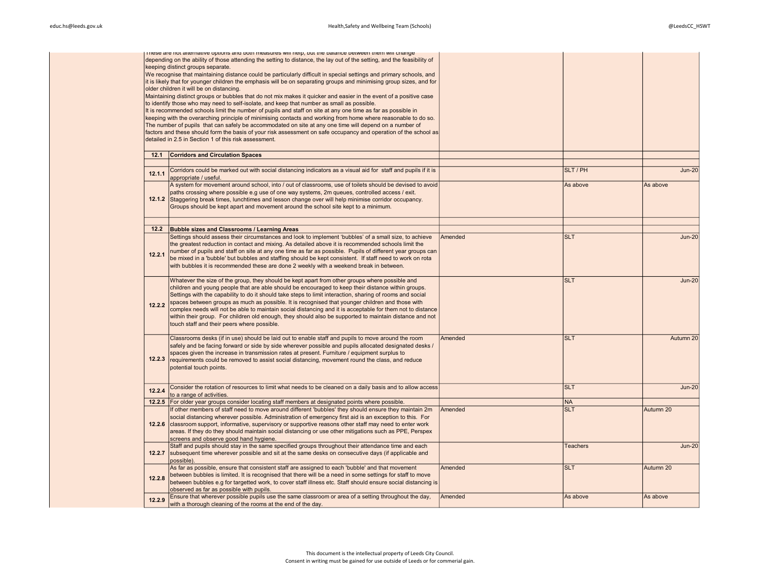These are not alternative options and both measures will help, but the balance between them will change depending on the ability of those attending the setting to distance, the lay out of the setting, and the feasibility of keeping distinct groups separate.
We recognise that maintaining distance could be particularly difficult in special settings and primary schools, and it is likely that for younger children the emphasis will be on separating groups and minimising group sizes, and for older children it will be on distancing.
Maintaining distinct groups or bubbles that do not mix makes it quicker and easier in the event of a positive case to identify those who may need to self-isolate, and keep that number as small as possible.
It is recommended schools limit the number of pupils and staff on site at any one time as far as possible in keeping with the overarching principle of minimising contacts and working from home where reasonable to do so.
The number of pupils that can safely be accommodated on site at any one time will depend on a number of factors and these should form the basis of your risk assessment on safe occupancy and operation of the school as detailed in 2.5 in Section 1 of this risk assessment.

| | | | | |
|---|---|---|---|---|
| **12.1** | **Corridors and Circulation Spaces** | | | |
| **12.1.1** | Corridors could be marked out with social distancing indicators as a visual aid for staff and pupils if it is appropriate / useful. | | SLT / PH | Jun-20 |
| **12.1.2** | A system for movement around school, into / out of classrooms, use of toilets should be devised to avoid paths crossing where possible e.g use of one way systems, 2m queues, controlled access / exit. Staggering break times, lunchtimes and lesson change over will help minimise corridor occupancy. Groups should be kept apart and movement around the school site kept to a minimum. | | As above | As above |
| **12.2** | **Bubble sizes and Classrooms / Learning Areas** | | | |
| **12.2.1** | Settings should assess their circumstances and look to implement 'bubbles' of a small size, to achieve the greatest reduction in contact and mixing. As detailed above it is recommended schools limit the number of pupils and staff on site at any one time as far as possible. Pupils of different year groups can be mixed in a 'bubble' but bubbles and staffing should be kept consistent. If staff need to work on rota with bubbles it is recommended these are done 2 weekly with a weekend break in between. | Amended | SLT | Jun-20 |
| **12.2.2** | Whatever the size of the group, they should be kept apart from other groups where possible and children and young people that are able should be encouraged to keep their distance within groups. Settings with the capability to do it should take steps to limit interaction, sharing of rooms and social spaces between groups as much as possible. It is recognised that younger children and those with complex needs will not be able to maintain social distancing and it is acceptable for them not to distance within their group. For children old enough, they should also be supported to maintain distance and not touch staff and their peers where possible. | | SLT | Jun-20 |
| **12.2.3** | Classrooms desks (if in use) should be laid out to enable staff and pupils to move around the room safely and be facing forward or side by side wherever possible and pupils allocated designated desks / spaces given the increase in transmission rates at present. Furniture / equipment surplus to requirements could be removed to assist social distancing, movement round the class, and reduce potential touch points. | Amended | SLT | Autumn 20 |
| **12.2.4** | Consider the rotation of resources to limit what needs to be cleaned on a daily basis and to allow access to a range of activities. | | SLT | Jun-20 |
| **12.2.5** | For older year groups consider locating staff members at designated points where possible. | | NA | |
| **12.2.6** | If other members of staff need to move around different 'bubbles' they should ensure they maintain 2m social distancing wherever possible. Administration of emergency first aid is an exception to this. For classroom support, informative, supervisory or supportive reasons other staff may need to enter work areas. If they do they should maintain social distancing or use other mitigations such as PPE, Perspex screens and observe good hand hygiene. | Amended | SLT | Autumn 20 |
| **12.2.7** | Staff and pupils should stay in the same specified groups throughout their attendance time and each subsequent time wherever possible and sit at the same desks on consecutive days (if applicable and possible). | | Teachers | Jun-20 |
| **12.2.8** | As far as possible, ensure that consistent staff are assigned to each 'bubble' and that movement between bubbles is limited. It is recognised that there will be a need in some settings for staff to move between bubbles e.g for targetted work, to cover staff illness etc. Staff should ensure social distancing is observed as far as possible with pupils. | Amended | SLT | Autumn 20 |
| **12.2.9** | Ensure that wherever possible pupils use the same classroom or area of a setting throughout the day, with a thorough cleaning of the rooms at the end of the day. | Amended | As above | As above |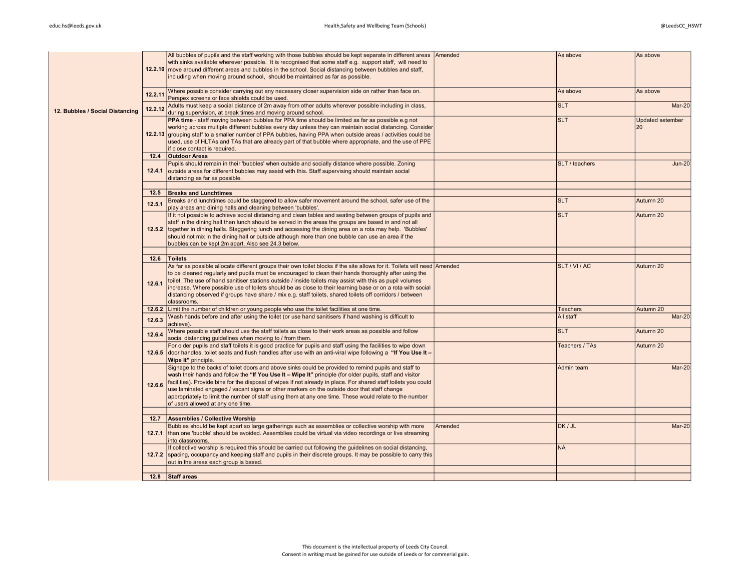| | | | | | |
|---|---|---|---|---|---|
| 12. Bubbles / Social Distancing | 12.2.10 | All bubbles of pupils and the staff working with those bubbles should be kept separate in different areas with sinks available wherever possible. It is recognised that some staff e.g. support staff, will need to move around different areas and bubbles in the school. Social distancing between bubbles and staff, including when moving around school, should be maintained as far as possible. | Amended | As above | As above |
| | 12.2.11 | Where possible consider carrying out any necessary closer supervision side on rather than face on. Perspex screens or face shields could be used. | | As above | As above |
| | 12.2.12 | Adults must keep a social distance of 2m away from other adults wherever possible including in class, during supervision, at break times and moving around school. | | SLT | Mar-20 |
| | 12.2.13 | **PPA time** - staff moving between bubbles for PPA time should be limited as far as possible e.g not working across multiple different bubbles every day unless they can maintain social distancing. Consider grouping staff to a smaller number of PPA bubbles, having PPA when outside areas / activities could be used, use of HLTAs and TAs that are already part of that bubble where appropriate, and the use of PPE if close contact is required. | | SLT | Updated setember 20 |
| | 12.4 | **Outdoor Areas** | | | |
| | 12.4.1 | Pupils should remain in their 'bubbles' when outside and socially distance where possible. Zoning outside areas for different bubbles may assist with this. Staff supervising should maintain social distancing as far as possible. | | SLT / teachers | Jun-20 |
| | | | | | |
| | 12.5 | **Breaks and Lunchtimes** | | | |
| | 12.5.1 | Breaks and lunchtimes could be staggered to allow safer movement around the school, safer use of the play areas and dining halls and cleaning between 'bubbles'. | | SLT | Autumn 20 |
| | 12.5.2 | If it not possible to achieve social distancing and clean tables and seating between groups of pupils and staff in the dining hall then lunch should be served in the areas the groups are based in and not all together in dining halls. Staggering lunch and accessing the dining area on a rota may help. 'Bubbles' should not mix in the dining hall or outside although more than one bubble can use an area if the bubbles can be kept 2m apart. Also see 24.3 below. | | SLT | Autumn 20 |
| | | | | | |
| | 12.6 | **Toilets** | | | |
| | 12.6.1 | As far as possible allocate different groups their own toilet blocks if the site allows for it. Toilets will need to be cleaned regularly and pupils must be encouraged to clean their hands thoroughly after using the toilet. The use of hand sanitiser stations outside / inside toilets may assist with this as pupil volumes increase. Where possible use of toilets should be as close to their learning base or on a rota with social distancing observed if groups have share / mix e.g. staff toilets, shared toilets off corridors / between classrooms. | Amended | SLT / VI / AC | Autumn 20 |
| | 12.6.2 | Limit the number of children or young people who use the toilet facilities at one time. | | Teachers | Autumn 20 |
| | 12.6.3 | Wash hands before and after using the toilet (or use hand sanitisers if hand washing is difficult to achieve). | | All staff | Mar-20 |
| | 12.6.4 | Where possible staff should use the staff toilets as close to their work areas as possible and follow social distancing guidelines when moving to / from them. | | SLT | Autumn 20 |
| | 12.6.5 | For older pupils and staff toilets it is good practice for pupils and staff using the facilities to wipe down door handles, toilet seats and flush handles after use with an anti-viral wipe following a **"If You Use It – Wipe It"** principle. | | Teachers / TAs | Autumn 20 |
| | 12.6.6 | Signage to the backs of toilet doors and above sinks could be provided to remind pupils and staff to wash their hands and follow the **"If You Use It – Wipe It"** principle (for older pupils, staff and visitor facilities). Provide bins for the disposal of wipes if not already in place. For shared staff toilets you could use laminated engaged / vacant signs or other markers on the outside door that staff change appropriately to limit the number of staff using them at any one time. These would relate to the number of users allowed at any one time. | | Admin team | Mar-20 |
| | | | | | |
| | 12.7 | **Assemblies / Collective Worship** | | | |
| | 12.7.1 | Bubbles should be kept apart so large gatherings such as assemblies or collective worship with more than one 'bubble' should be avoided. Assemblies could be virtual via video recordings or live streaming into classrooms. | Amended | DK / JL | Mar-20 |
| | 12.7.2 | If collective worship is required this should be carried out following the guidelines on social distancing, spacing, occupancy and keeping staff and pupils in their discrete groups. It may be possible to carry this out in the areas each group is based. | | NA | |
| | | | | | |
| | 12.8 | **Staff areas** | | | |

This document is the intellectual property of Leeds City Council.
Consent in writing must be gained for use outside of Leeds or for commerial gain.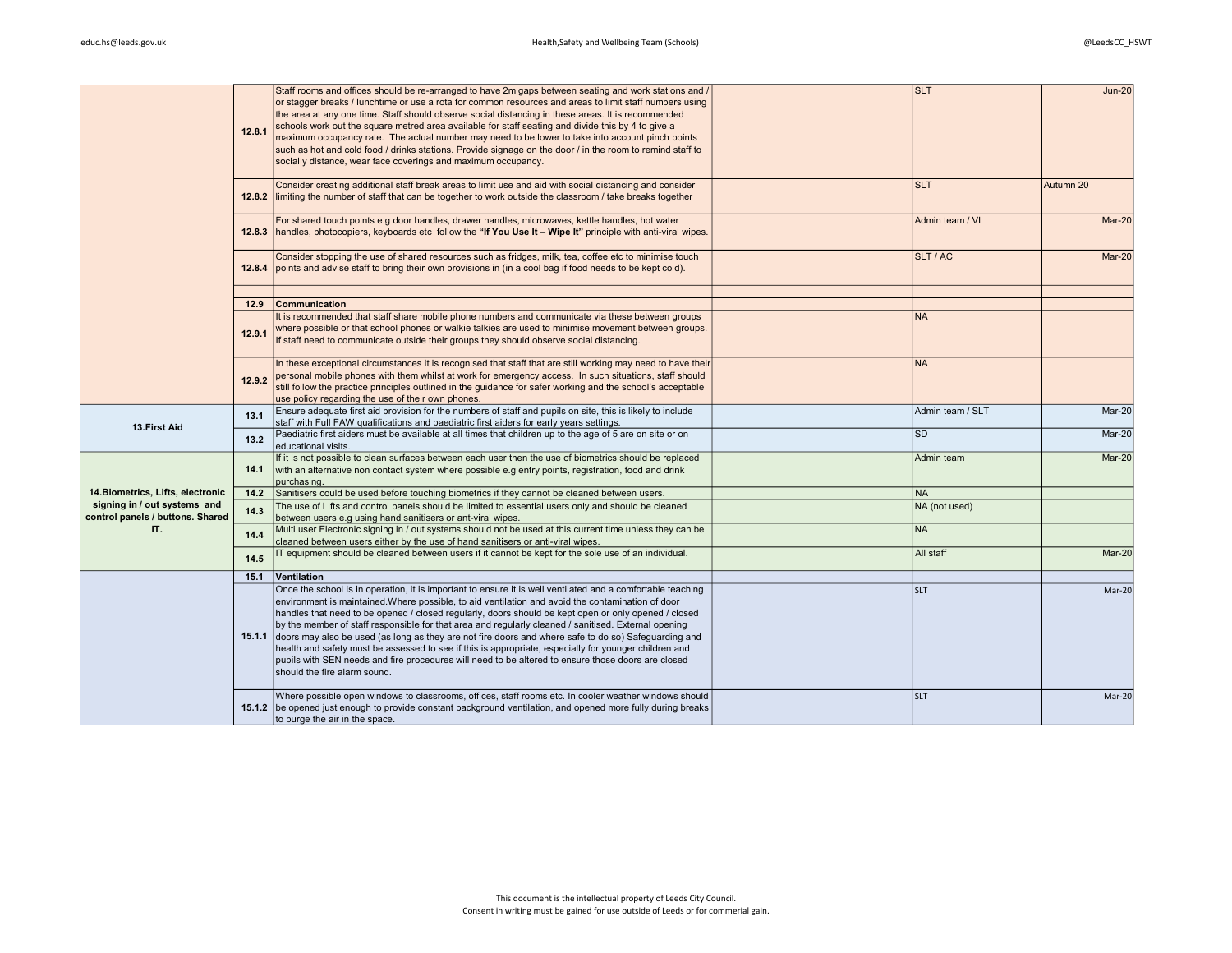| | | | | | |
|---|---|---|---|---|---|
| | 12.8.1 | Staff rooms and offices should be re-arranged to have 2m gaps between seating and work stations and / or stagger breaks / lunchtime or use a rota for common resources and areas to limit staff numbers using the area at any one time. Staff should observe social distancing in these areas. It is recommended schools work out the square metred area available for staff seating and divide this by 4 to give a maximum occupancy rate. The actual number may need to be lower to take into account pinch points such as hot and cold food / drinks stations. Provide signage on the door / in the room to remind staff to socially distance, wear face coverings and maximum occupancy. | | SLT | Jun-20 |
| | 12.8.2 | Consider creating additional staff break areas to limit use and aid with social distancing and consider limiting the number of staff that can be together to work outside the classroom / take breaks together | | SLT | Autumn 20 |
| | 12.8.3 | For shared touch points e.g door handles, drawer handles, microwaves, kettle handles, hot water handles, photocopiers, keyboards etc follow the **"If You Use It – Wipe It"** principle with anti-viral wipes. | | Admin team / VI | Mar-20 |
| | 12.8.4 | Consider stopping the use of shared resources such as fridges, milk, tea, coffee etc to minimise touch points and advise staff to bring their own provisions in (in a cool bag if food needs to be kept cold). | | SLT / AC | Mar-20 |
| | | | | | |
| | 12.9 | **Communication** | | | |
| | 12.9.1 | It is recommended that staff share mobile phone numbers and communicate via these between groups where possible or that school phones or walkie talkies are used to minimise movement between groups. If staff need to communicate outside their groups they should observe social distancing. | | NA | |
| | 12.9.2 | In these exceptional circumstances it is recognised that staff that are still working may need to have their personal mobile phones with them whilst at work for emergency access. In such situations, staff should still follow the practice principles outlined in the guidance for safer working and the school's acceptable use policy regarding the use of their own phones. | | NA | |
| **13.First Aid** | 13.1 | Ensure adequate first aid provision for the numbers of staff and pupils on site, this is likely to include staff with Full FAW qualifications and paediatric first aiders for early years settings. | | Admin team / SLT | Mar-20 |
| | 13.2 | Paediatric first aiders must be available at all times that children up to the age of 5 are on site or on educational visits. | | SD | Mar-20 |
| **14.Biometrics, Lifts, electronic signing in / out systems and control panels / buttons. Shared IT.** | 14.1 | If it is not possible to clean surfaces between each user then the use of biometrics should be replaced with an alternative non contact system where possible e.g entry points, registration, food and drink purchasing. | | Admin team | Mar-20 |
| | 14.2 | Sanitisers could be used before touching biometrics if they cannot be cleaned between users. | | NA | |
| | 14.3 | The use of Lifts and control panels should be limited to essential users only and should be cleaned between users e.g using hand sanitisers or ant-viral wipes. | | NA (not used) | |
| | 14.4 | Multi user Electronic signing in / out systems should not be used at this current time unless they can be cleaned between users either by the use of hand sanitisers or anti-viral wipes. | | NA | |
| | 14.5 | IT equipment should be cleaned between users if it cannot be kept for the sole use of an individual. | | All staff | Mar-20 |
| | 15.1 | **Ventilation** | | | |
| | 15.1.1 | Once the school is in operation, it is important to ensure it is well ventilated and a comfortable teaching environment is maintained.Where possible, to aid ventilation and avoid the contamination of door handles that need to be opened / closed regularly, doors should be kept open or only opened / closed by the member of staff responsible for that area and regularly cleaned / sanitised. External opening doors may also be used (as long as they are not fire doors and where safe to do so) Safeguarding and health and safety must be assessed to see if this is appropriate, especially for younger children and pupils with SEN needs and fire procedures will need to be altered to ensure those doors are closed should the fire alarm sound. | | SLT | Mar-20 |
| | 15.1.2 | Where possible open windows to classrooms, offices, staff rooms etc. In cooler weather windows should be opened just enough to provide constant background ventilation, and opened more fully during breaks to purge the air in the space. | | SLT | Mar-20 |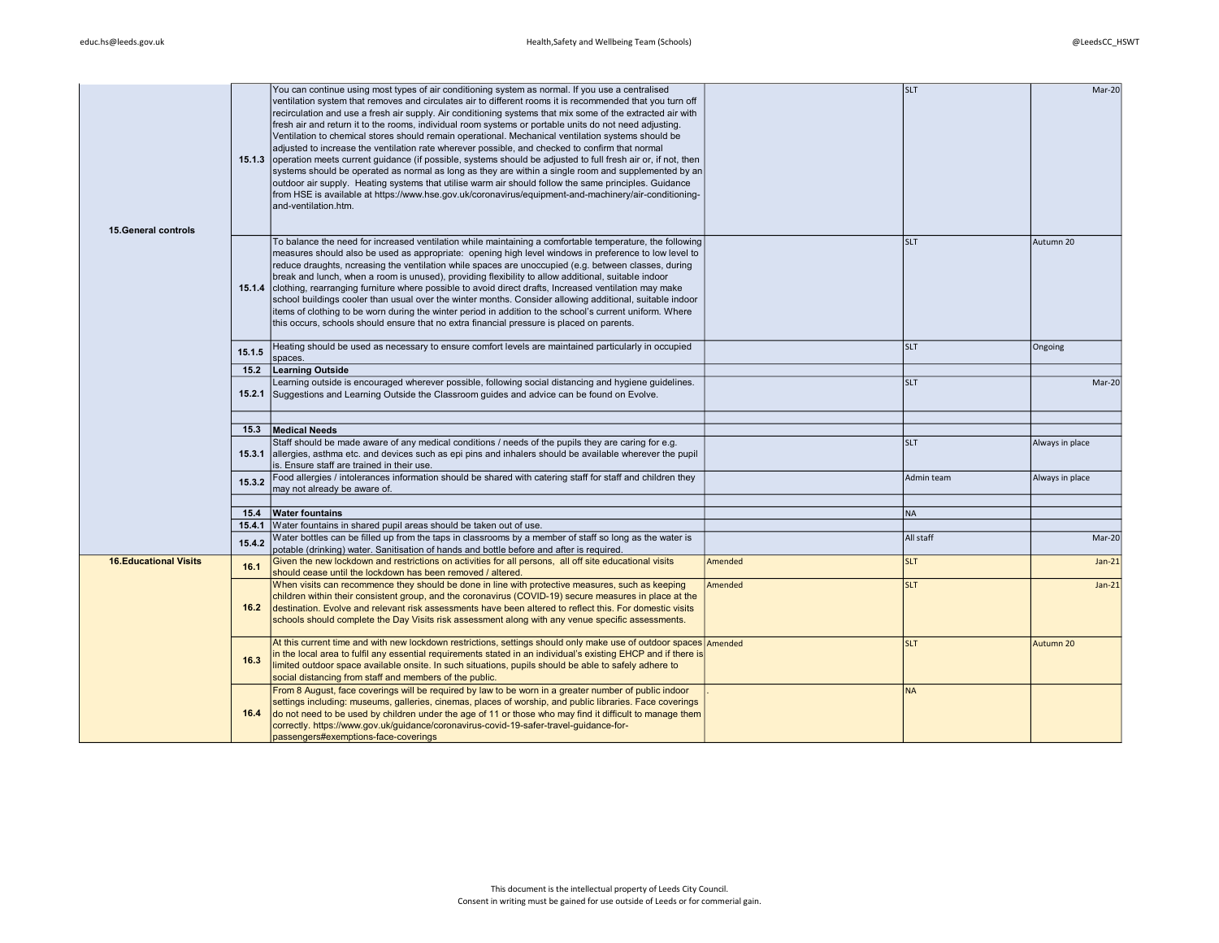| | | | | | |
|---|---|---|---|---|---|
| 15.General controls | 15.1.3 | You can continue using most types of air conditioning system as normal. If you use a centralised ventilation system that removes and circulates air to different rooms it is recommended that you turn off recirculation and use a fresh air supply. Air conditioning systems that mix some of the extracted air with fresh air and return it to the rooms, individual room systems or portable units do not need adjusting. Ventilation to chemical stores should remain operational. Mechanical ventilation systems should be adjusted to increase the ventilation rate wherever possible, and checked to confirm that normal operation meets current guidance (if possible, systems should be adjusted to full fresh air or, if not, then systems should be operated as normal as long as they are within a single room and supplemented by an outdoor air supply. Heating systems that utilise warm air should follow the same principles. Guidance from HSE is available at https://www.hse.gov.uk/coronavirus/equipment-and-machinery/air-conditioning-and-ventilation.htm. | | SLT | Mar-20 |
| | 15.1.4 | To balance the need for increased ventilation while maintaining a comfortable temperature, the following measures should also be used as appropriate: opening high level windows in preference to low level to reduce draughts, ncreasing the ventilation while spaces are unoccupied (e.g. between classes, during break and lunch, when a room is unused), providing flexibility to allow additional, suitable indoor clothing, rearranging furniture where possible to avoid direct drafts, Increased ventilation may make school buildings cooler than usual over the winter months. Consider allowing additional, suitable indoor items of clothing to be worn during the winter period in addition to the school's current uniform. Where this occurs, schools should ensure that no extra financial pressure is placed on parents. | | SLT | Autumn 20 |
| | 15.1.5 | Heating should be used as necessary to ensure comfort levels are maintained particularly in occupied spaces. | | SLT | Ongoing |
| | **15.2** | **Learning Outside** | | | |
| | 15.2.1 | Learning outside is encouraged wherever possible, following social distancing and hygiene guidelines. Suggestions and Learning Outside the Classroom guides and advice can be found on Evolve. | | SLT | Mar-20 |
| | | | | | |
| | **15.3** | **Medical Needs** | | | |
| | 15.3.1 | Staff should be made aware of any medical conditions / needs of the pupils they are caring for e.g. allergies, asthma etc. and devices such as epi pins and inhalers should be available wherever the pupil is. Ensure staff are trained in their use. | | SLT | Always in place |
| | 15.3.2 | Food allergies / intolerances information should be shared with catering staff for staff and children they may not already be aware of. | | Admin team | Always in place |
| | | | | | |
| | **15.4** | **Water fountains** | | NA | |
| | 15.4.1 | Water fountains in shared pupil areas should be taken out of use. | | | |
| | 15.4.2 | Water bottles can be filled up from the taps in classrooms by a member of staff so long as the water is potable (drinking) water. Sanitisation of hands and bottle before and after is required. | | All staff | Mar-20 |
| 16.Educational Visits | 16.1 | Given the new lockdown and restrictions on activities for all persons, all off site educational visits should cease until the lockdown has been removed / altered. | Amended | SLT | Jan-21 |
| | 16.2 | When visits can recommence they should be done in line with protective measures, such as keeping children within their consistent group, and the coronavirus (COVID-19) secure measures in place at the destination. Evolve and relevant risk assessments have been altered to reflect this. For domestic visits schools should complete the Day Visits risk assessment along with any venue specific assessments. | Amended | SLT | Jan-21 |
| | 16.3 | At this current time and with new lockdown restrictions, settings should only make use of outdoor spaces in the local area to fulfil any essential requirements stated in an individual's existing EHCP and if there is limited outdoor space available onsite. In such situations, pupils should be able to safely adhere to social distancing from staff and members of the public. | Amended | SLT | Autumn 20 |
| | 16.4 | From 8 August, face coverings will be required by law to be worn in a greater number of public indoor settings including: museums, galleries, cinemas, places of worship, and public libraries. Face coverings do not need to be used by children under the age of 11 or those who may find it difficult to manage them correctly. https://www.gov.uk/guidance/coronavirus-covid-19-safer-travel-guidance-for-passengers#exemptions-face-coverings | . | NA | |

This document is the intellectual property of Leeds City Council.
Consent in writing must be gained for use outside of Leeds or for commerial gain.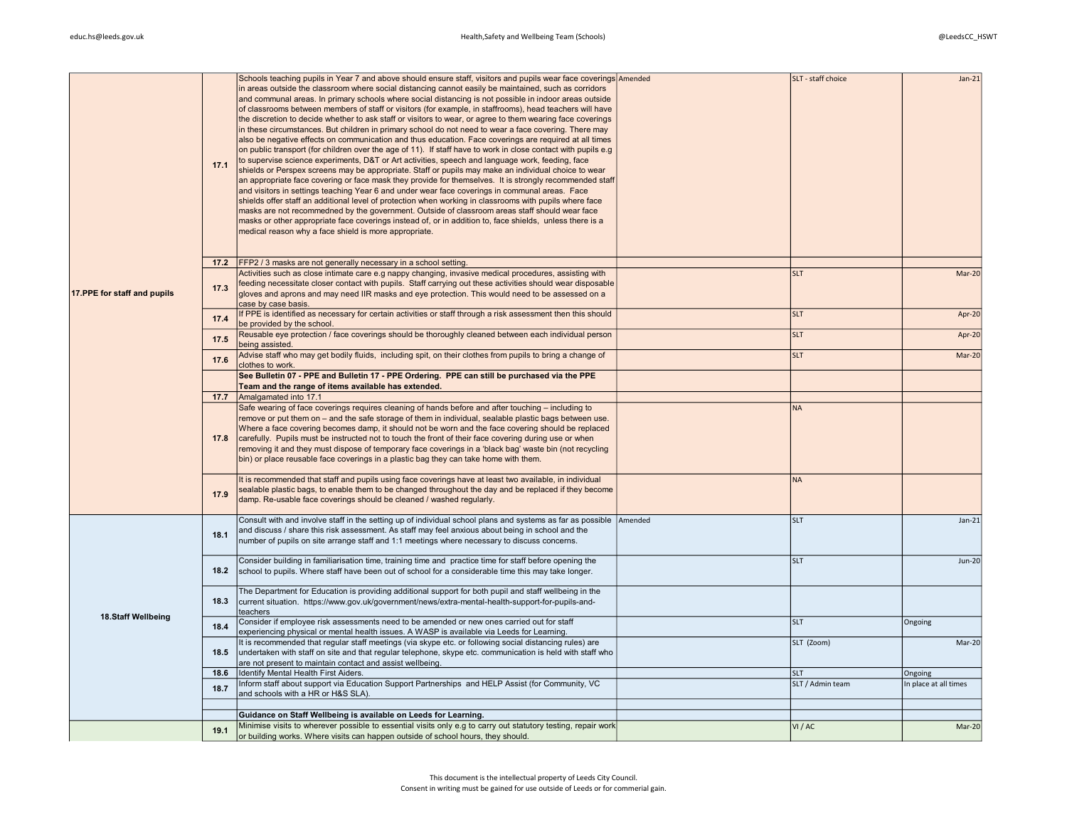| | | | | | |
|---|---|---|---|---|---|
| 17.PPE for staff and pupils | 17.1 | Schools teaching pupils in Year 7 and above should ensure staff, visitors and pupils wear face coverings in areas outside the classroom where social distancing cannot easily be maintained, such as corridors and communal areas. In primary schools where social distancing is not possible in indoor areas outside of classrooms between members of staff or visitors (for example, in staffrooms), head teachers will have the discretion to decide whether to ask staff or visitors to wear, or agree to them wearing face coverings in these circumstances. But children in primary school do not need to wear a face covering. There may also be negative effects on communication and thus education. Face coverings are required at all times on public transport (for children over the age of 11). If staff have to work in close contact with pupils e.g to supervise science experiments, D&T or Art activities, speech and language work, feeding, face shields or Perspex screens may be appropriate. Staff or pupils may make an individual choice to wear an appropriate face covering or face mask they provide for themselves. It is strongly recommended staff and visitors in settings teaching Year 6 and under wear face coverings in communal areas. Face shields offer staff an additional level of protection when working in classrooms with pupils where face masks are not recommedned by the government. Outside of classroom areas staff should wear face masks or other appropriate face coverings instead of, or in addition to, face shields, unless there is a medical reason why a face shield is more appropriate. | Amended | SLT - staff choice | Jan-21 |
| | 17.2 | FFP2 / 3 masks are not generally necessary in a school setting. | | | |
| | 17.3 | Activities such as close intimate care e.g nappy changing, invasive medical procedures, assisting with feeding necessitate closer contact with pupils. Staff carrying out these activities should wear disposable gloves and aprons and may need IIR masks and eye protection. This would need to be assessed on a case by case basis. | | SLT | Mar-20 |
| | 17.4 | If PPE is identified as necessary for certain activities or staff through a risk assessment then this should be provided by the school. | | SLT | Apr-20 |
| | 17.5 | Reusable eye protection / face coverings should be thoroughly cleaned between each individual person being assisted. | | SLT | Apr-20 |
| | 17.6 | Advise staff who may get bodily fluids, including spit, on their clothes from pupils to bring a change of clothes to work. | | SLT | Mar-20 |
| | | **See Bulletin 07 - PPE and Bulletin 17 - PPE Ordering. PPE can still be purchased via the PPE Team and the range of items available has extended.** | | | |
| | 17.7 | Amalgamated into 17.1 | | | |
| | 17.8 | Safe wearing of face coverings requires cleaning of hands before and after touching – including to remove or put them on – and the safe storage of them in individual, sealable plastic bags between use. Where a face covering becomes damp, it should not be worn and the face covering should be replaced carefully. Pupils must be instructed not to touch the front of their face covering during use or when removing it and they must dispose of temporary face coverings in a 'black bag' waste bin (not recycling bin) or place reusable face coverings in a plastic bag they can take home with them. | | NA | |
| | 17.9 | It is recommended that staff and pupils using face coverings have at least two available, in individual sealable plastic bags, to enable them to be changed throughout the day and be replaced if they become damp. Re-usable face coverings should be cleaned / washed regularly. | | NA | |
| 18.Staff Wellbeing | 18.1 | Consult with and involve staff in the setting up of individual school plans and systems as far as possible and discuss / share this risk assessment. As staff may feel anxious about being in school and the number of pupils on site arrange staff and 1:1 meetings where necessary to discuss concerns. | Amended | SLT | Jan-21 |
| | 18.2 | Consider building in familiarisation time, training time and practice time for staff before opening the school to pupils. Where staff have been out of school for a considerable time this may take longer. | | SLT | Jun-20 |
| | 18.3 | The Department for Education is providing additional support for both pupil and staff wellbeing in the current situation. https://www.gov.uk/government/news/extra-mental-health-support-for-pupils-and-teachers | | | |
| | 18.4 | Consider if employee risk assessments need to be amended or new ones carried out for staff experiencing physical or mental health issues. A WASP is available via Leeds for Learning. | | SLT | Ongoing |
| | 18.5 | It is recommended that regular staff meetings (via skype etc. or following social distancing rules) are undertaken with staff on site and that regular telephone, skype etc. communication is held with staff who are not present to maintain contact and assist wellbeing. | | SLT (Zoom) | Mar-20 |
| | 18.6 | Identify Mental Health First Aiders. | | SLT | Ongoing |
| | 18.7 | Inform staff about support via Education Support Partnerships and HELP Assist (for Community, VC and schools with a HR or H&S SLA). | | SLT / Admin team | In place at all times |
| | | | | | |
| | | **Guidance on Staff Wellbeing is available on Leeds for Learning.** | | | |
| | 19.1 | Minimise visits to wherever possible to essential visits only e.g to carry out statutory testing, repair work or building works. Where visits can happen outside of school hours, they should. | | VI / AC | Mar-20 |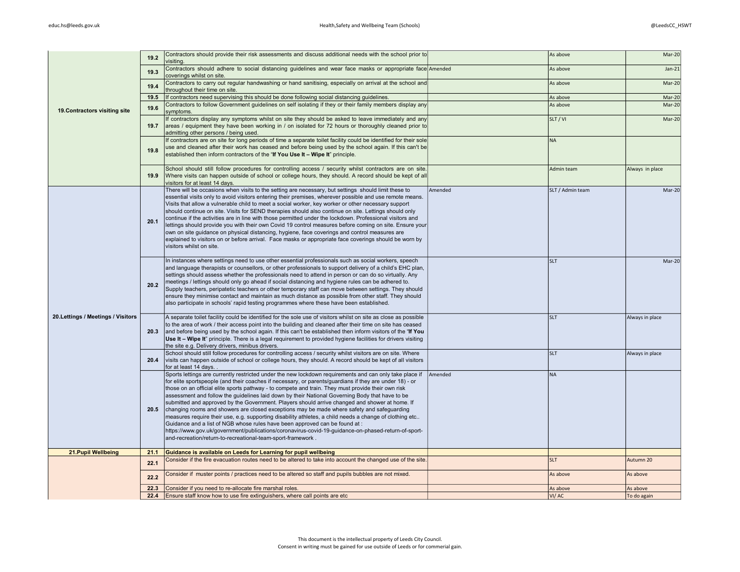| | | | | | |
|---|---|---|---|---|---|
| 19.Contractors visiting site | 19.2 | Contractors should provide their risk assessments and discuss additional needs with the school prior to visiting. | | As above | Mar-20 |
| | 19.3 | Contractors should adhere to social distancing guidelines and wear face masks or appropriate face coverings whilst on site. | Amended | As above | Jan-21 |
| | 19.4 | Contractors to carry out regular handwashing or hand sanitising, especially on arrival at the school and throughout their time on site. | | As above | Mar-20 |
| | 19.5 | If contractors need supervising this should be done following social distancing guidelines. | | As above | Mar-20 |
| | 19.6 | Contractors to follow Government guidelines on self isolating if they or their family members display any symptoms. | | As above | Mar-20 |
| | 19.7 | If contractors display any symptoms whilst on site they should be asked to leave immediately and any areas / equipment they have been working in / on isolated for 72 hours or thoroughly cleaned prior to admitting other persons / being used. | | SLT / VI | Mar-20 |
| | 19.8 | If contractors are on site for long periods of time a separate toilet facility could be identified for their sole use and cleaned after their work has ceased and before being used by the school again. If this can't be established then inform contractors of the "**If You Use It – Wipe It**" principle. | | NA | |
| | 19.9 | School should still follow procedures for controlling access / security whilst contractors are on site. Where visits can happen outside of school or college hours, they should. A record should be kept of all visitors for at least 14 days. | | Admin team | Always in place |
| 20.Lettings / Meetings / Visitors | 20.1 | There will be occasions when visits to the setting are necessary, but settings should limit these to essential visits only to avoid visitors entering their premises, wherever possible and use remote means. Visits that allow a vulnerable child to meet a social worker, key worker or other necessary support should continue on site. Visits for SEND therapies should also continue on site. Lettings should only continue if the activities are in line with those permitted under the lockdown. Professional visitors and lettings should provide you with their own Covid 19 control measures before coming on site. Ensure your own on site guidance on physical distancing, hygiene, face coverings and control measures are explained to visitors on or before arrival. Face masks or appropriate face coverings should be worn by visitors whilst on site. | Amended | SLT / Admin team | Mar-20 |
| | 20.2 | In instances where settings need to use other essential professionals such as social workers, speech and language therapists or counsellors, or other professionals to support delivery of a child's EHC plan, settings should assess whether the professionals need to attend in person or can do so virtually. Any meetings / lettings should only go ahead if social distancing and hygiene rules can be adhered to. Supply teachers, peripatetic teachers or other temporary staff can move between settings. They should ensure they minimise contact and maintain as much distance as possible from other staff. They should also participate in schools' rapid testing programmes where these have been established. | | SLT | Mar-20 |
| | 20.3 | A separate toilet facility could be identified for the sole use of visitors whilst on site as close as possible to the area of work / their access point into the building and cleaned after their time on site has ceased and before being used by the school again. If this can't be established then inform visitors of the "**If You Use It – Wipe It**" principle. There is a legal requirement to provided hygiene facilities for drivers visiting the site e.g. Delivery drivers, minibus drivers. | | SLT | Always in place |
| | 20.4 | School should still follow procedures for controlling access / security whilst visitors are on site. Where visits can happen outside of school or college hours, they should. A record should be kept of all visitors for at least 14 days. . | | SLT | Always in place |
| | 20.5 | Sports lettings are currently restricted under the new lockdown requirements and can only take place if for elite sportspeople (and their coaches if necessary, or parents/guardians if they are under 18) - or those on an official elite sports pathway - to compete and train. They must provide their own risk assessment and follow the guidelines laid down by their National Governing Body that have to be submitted and approved by the Government. Players should arrive changed and shower at home. If changing rooms and showers are closed exceptions may be made where safety and safeguarding measures require their use, e.g. supporting disability athletes, a child needs a change of clothing etc.. Guidance and a list of NGB whose rules have been approved can be found at : https://www.gov.uk/government/publications/coronavirus-covid-19-guidance-on-phased-return-of-sport-and-recreation/return-to-recreational-team-sport-framework . | Amended | NA | |
| **21.Pupil Wellbeing** | **21.1** | **Guidance is available on Leeds for Learning for pupil wellbeing** | | | |
| | 22.1 | Consider if the fire evacuation routes need to be altered to take into account the changed use of the site. | | SLT | Autumn 20 |
| | 22.2 | Consider if muster points / practices need to be altered so staff and pupils bubbles are not mixed. | | As above | As above |
| | 22.3 | Consider if you need to re-allocate fire marshal roles. | | As above | As above |
| | 22.4 | Ensure staff know how to use fire extinguishers, where call points are etc | | VI/ AC | To do again |

This document is the intellectual property of Leeds City Council.
Consent in writing must be gained for use outside of Leeds or for commerial gain.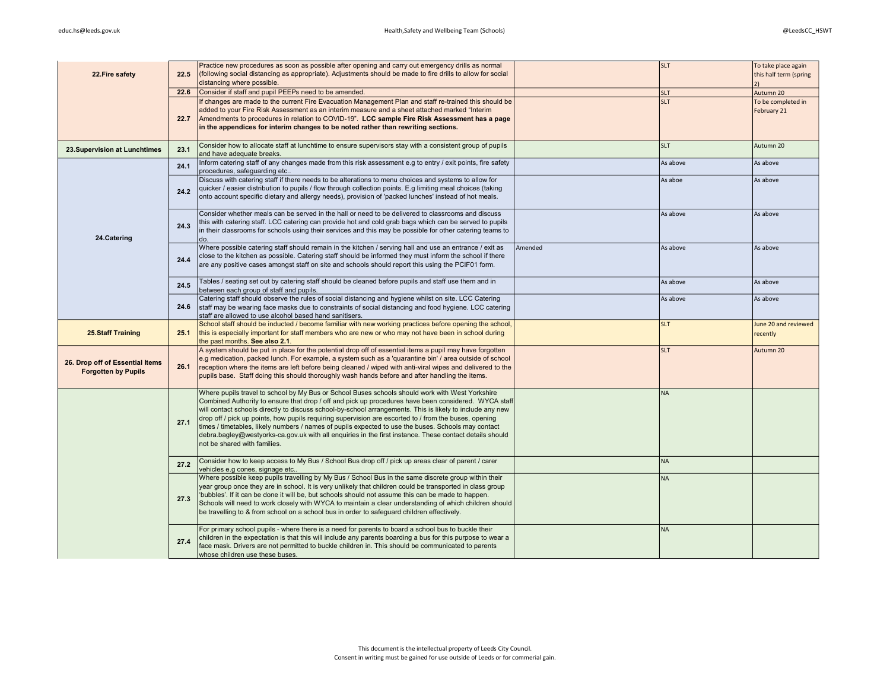| | | | | | |
|---|---|---|---|---|---|
| **22.Fire safety** | **22.5** | Practice new procedures as soon as possible after opening and carry out emergency drills as normal (following social distancing as appropriate). Adjustments should be made to fire drills to allow for social distancing where possible. | | SLT | To take place again this half term (spring 2) |
| | **22.6** | Consider if staff and pupil PEEPs need to be amended. | | SLT | Autumn 20 |
| | **22.7** | If changes are made to the current Fire Evacuation Management Plan and staff re-trained this should be added to your Fire Risk Assessment as an interim measure and a sheet attached marked "Interim Amendments to procedures in relation to COVID-19". **LCC sample Fire Risk Assessment has a page in the appendices for interim changes to be noted rather than rewriting sections.** | | SLT | To be completed in February 21 |
| **23.Supervision at Lunchtimes** | **23.1** | Consider how to allocate staff at lunchtime to ensure supervisors stay with a consistent group of pupils and have adequate breaks. | | SLT | Autumn 20 |
| **24.Catering** | **24.1** | Inform catering staff of any changes made from this risk assessment e.g to entry / exit points, fire safety procedures, safeguarding etc.. | | As above | As above |
| | **24.2** | Discuss with catering staff if there needs to be alterations to menu choices and systems to allow for quicker / easier distribution to pupils / flow through collection points. E.g limiting meal choices (taking onto account specific dietary and allergy needs), provision of 'packed lunches' instead of hot meals. | | As aboe | As above |
| | **24.3** | Consider whether meals can be served in the hall or need to be delivered to classrooms and discuss this with catering staff. LCC catering can provide hot and cold grab bags which can be served to pupils in their classrooms for schools using their services and this may be possible for other catering teams to do. | | As above | As above |
| | **24.4** | Where possible catering staff should remain in the kitchen / serving hall and use an entrance / exit as close to the kitchen as possible. Catering staff should be informed they must inform the school if there are any positive cases amongst staff on site and schools should report this using the PCIF01 form. | Amended | As above | As above |
| | **24.5** | Tables / seating set out by catering staff should be cleaned before pupils and staff use them and in between each group of staff and pupils. | | As above | As above |
| | **24.6** | Catering staff should observe the rules of social distancing and hygiene whilst on site. LCC Catering staff may be wearing face masks due to constraints of social distancing and food hygiene. LCC catering staff are allowed to use alcohol based hand sanitisers. | | As above | As above |
| **25.Staff Training** | **25.1** | School staff should be inducted / become familiar with new working practices before opening the school, this is especially important for staff members who are new or who may not have been in school during the past months. **See also 2.1**. | | SLT | June 20 and reviewed recently |
| **26. Drop off of Essential Items Forgotten by Pupils** | **26.1** | A system should be put in place for the potential drop off of essential items a pupil may have forgotten e.g medication, packed lunch. For example, a system such as a 'quarantine bin' / area outside of school reception where the items are left before being cleaned / wiped with anti-viral wipes and delivered to the pupils base. Staff doing this should thoroughly wash hands before and after handling the items. | | SLT | Autumn 20 |
| | **27.1** | Where pupils travel to school by My Bus or School Buses schools should work with West Yorkshire Combined Authority to ensure that drop / off and pick up procedures have been considered. WYCA staff will contact schools directly to discuss school-by-school arrangements. This is likely to include any new drop off / pick up points, how pupils requiring supervision are escorted to / from the buses, opening times / timetables, likely numbers / names of pupils expected to use the buses. Schools may contact debra.bagley@westyorks-ca.gov.uk with all enquiries in the first instance. These contact details should not be shared with families. | | NA | |
| | **27.2** | Consider how to keep access to My Bus / School Bus drop off / pick up areas clear of parent / carer vehicles e.g cones, signage etc.. | | NA | |
| | **27.3** | Where possible keep pupils travelling by My Bus / School Bus in the same discrete group within their year group once they are in school. It is very unlikely that children could be transported in class group 'bubbles'. If it can be done it will be, but schools should not assume this can be made to happen. Schools will need to work closely with WYCA to maintain a clear understanding of which children should be travelling to & from school on a school bus in order to safeguard children effectively. | | NA | |
| | **27.4** | For primary school pupils - where there is a need for parents to board a school bus to buckle their children in the expectation is that this will include any parents boarding a bus for this purpose to wear a face mask. Drivers are not permitted to buckle children in. This should be communicated to parents whose children use these buses. | | NA | |

This document is the intellectual property of Leeds City Council.
Consent in writing must be gained for use outside of Leeds or for commerial gain.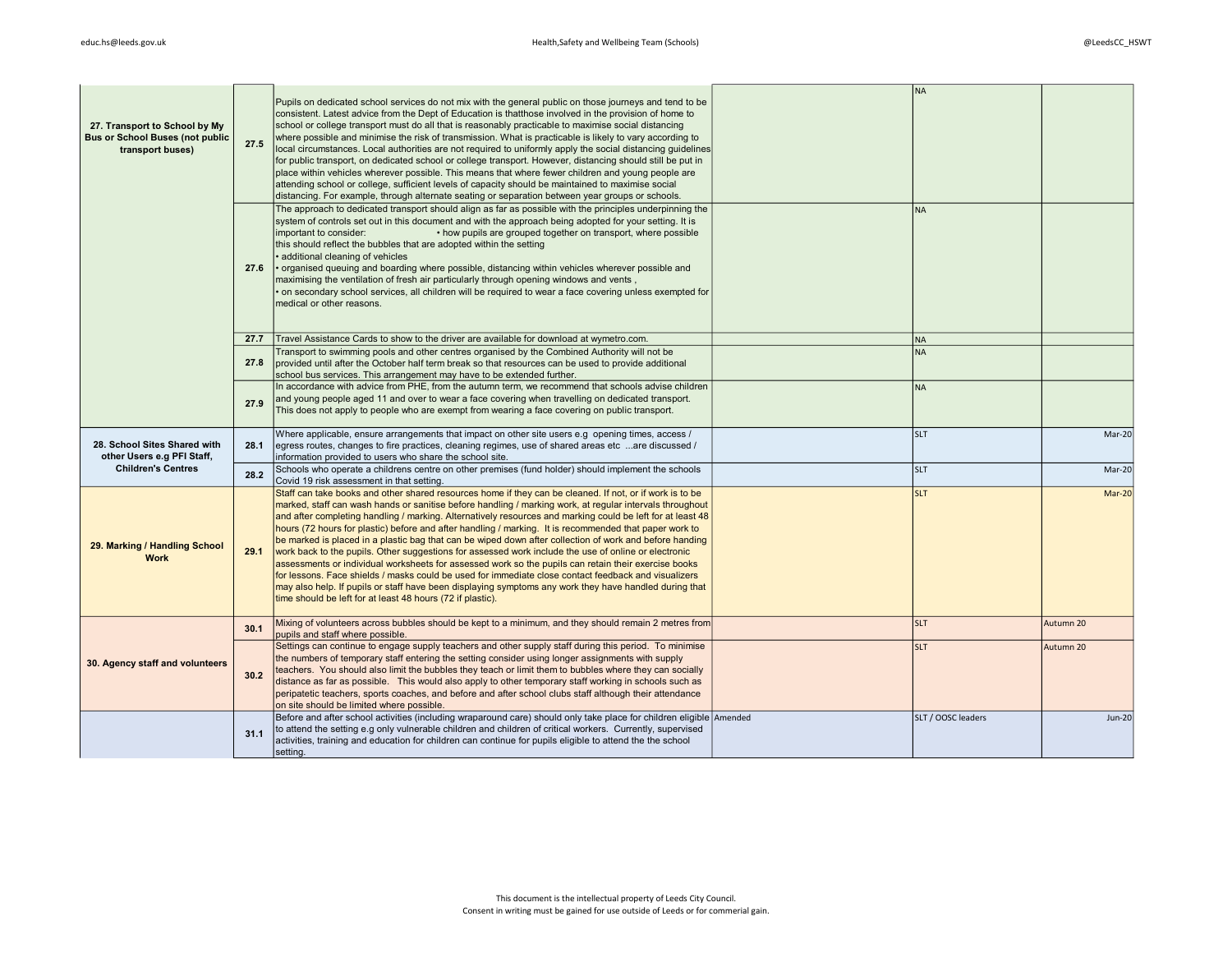| | | | | | |
|---|---|---|---|---|---|
| **27. Transport to School by My Bus or School Buses (not public transport buses)** | **27.5** | Pupils on dedicated school services do not mix with the general public on those journeys and tend to be consistent. Latest advice from the Dept of Education is thatthose involved in the provision of home to school or college transport must do all that is reasonably practicable to maximise social distancing where possible and minimise the risk of transmission. What is practicable is likely to vary according to local circumstances. Local authorities are not required to uniformly apply the social distancing guidelines for public transport, on dedicated school or college transport. However, distancing should still be put in place within vehicles wherever possible. This means that where fewer children and young people are attending school or college, sufficient levels of capacity should be maintained to maximise social distancing. For example, through alternate seating or separation between year groups or schools. | | NA | |
| | **27.6** | The approach to dedicated transport should align as far as possible with the principles underpinning the system of controls set out in this document and with the approach being adopted for your setting. It is important to consider: • how pupils are grouped together on transport, where possible this should reflect the bubbles that are adopted within the setting<br>• additional cleaning of vehicles<br>• organised queuing and boarding where possible, distancing within vehicles wherever possible and maximising the ventilation of fresh air particularly through opening windows and vents ,<br>• on secondary school services, all children will be required to wear a face covering unless exempted for medical or other reasons. | | NA | |
| | **27.7** | Travel Assistance Cards to show to the driver are available for download at wymetro.com. | | NA | |
| | **27.8** | Transport to swimming pools and other centres organised by the Combined Authority will not be provided until after the October half term break so that resources can be used to provide additional school bus services. This arrangement may have to be extended further. | | NA | |
| | **27.9** | In accordance with advice from PHE, from the autumn term, we recommend that schools advise children and young people aged 11 and over to wear a face covering when travelling on dedicated transport. This does not apply to people who are exempt from wearing a face covering on public transport. | | NA | |
| **28. School Sites Shared with other Users e.g PFI Staff, Children's Centres** | **28.1** | Where applicable, ensure arrangements that impact on other site users e.g opening times, access / egress routes, changes to fire practices, cleaning regimes, use of shared areas etc ...are discussed / information provided to users who share the school site. | | SLT | Mar-20 |
| | **28.2** | Schools who operate a childrens centre on other premises (fund holder) should implement the schools Covid 19 risk assessment in that setting. | | SLT | Mar-20 |
| **29. Marking / Handling School Work** | **29.1** | Staff can take books and other shared resources home if they can be cleaned. If not, or if work is to be marked, staff can wash hands or sanitise before handling / marking work, at regular intervals throughout and after completing handling / marking. Alternatively resources and marking could be left for at least 48 hours (72 hours for plastic) before and after handling / marking. It is recommended that paper work to be marked is placed in a plastic bag that can be wiped down after collection of work and before handing work back to the pupils. Other suggestions for assessed work include the use of online or electronic assessments or individual worksheets for assessed work so the pupils can retain their exercise books for lessons. Face shields / masks could be used for immediate close contact feedback and visualizers may also help. If pupils or staff have been displaying symptoms any work they have handled during that time should be left for at least 48 hours (72 if plastic). | | SLT | Mar-20 |
| **30. Agency staff and volunteers** | **30.1** | Mixing of volunteers across bubbles should be kept to a minimum, and they should remain 2 metres from pupils and staff where possible. | | SLT | Autumn 20 |
| | **30.2** | Settings can continue to engage supply teachers and other supply staff during this period. To minimise the numbers of temporary staff entering the setting consider using longer assignments with supply teachers. You should also limit the bubbles they teach or limit them to bubbles where they can socially distance as far as possible. This would also apply to other temporary staff working in schools such as peripatetic teachers, sports coaches, and before and after school clubs staff although their attendance on site should be limited where possible. | | SLT | Autumn 20 |
| | **31.1** | Before and after school activities (including wraparound care) should only take place for children eligible to attend the setting e.g only vulnerable children and children of critical workers. Currently, supervised activities, training and education for children can continue for pupils eligible to attend the the school setting. | Amended | SLT / OOSC leaders | Jun-20 |

This document is the intellectual property of Leeds City Council.
Consent in writing must be gained for use outside of Leeds or for commerial gain.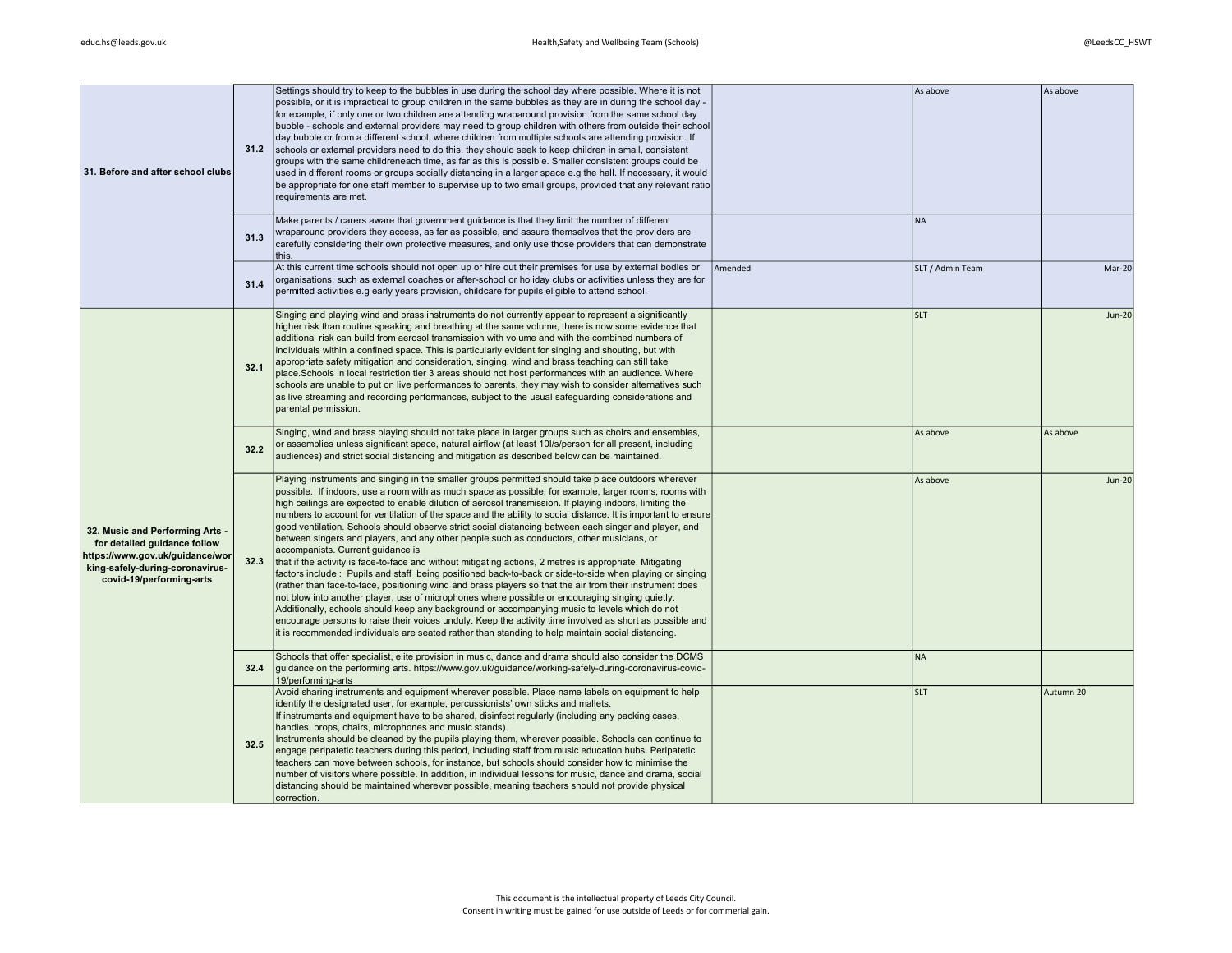| | | | | | |
|---|---|---|---|---|---|
| 31. Before and after school clubs | 31.2 | Settings should try to keep to the bubbles in use during the school day where possible. Where it is not possible, or it is impractical to group children in the same bubbles as they are in during the school day - for example, if only one or two children are attending wraparound provision from the same school day bubble - schools and external providers may need to group children with others from outside their school day bubble or from a different school, where children from multiple schools are attending provision. If schools or external providers need to do this, they should seek to keep children in small, consistent groups with the same childreneach time, as far as this is possible. Smaller consistent groups could be used in different rooms or groups socially distancing in a larger space e.g the hall. If necessary, it would be appropriate for one staff member to supervise up to two small groups, provided that any relevant ratio requirements are met. | | As above | As above |
| | 31.3 | Make parents / carers aware that government guidance is that they limit the number of different wraparound providers they access, as far as possible, and assure themselves that the providers are carefully considering their own protective measures, and only use those providers that can demonstrate this. | | NA | |
| | 31.4 | At this current time schools should not open up or hire out their premises for use by external bodies or organisations, such as external coaches or after-school or holiday clubs or activities unless they are for permitted activities e.g early years provision, childcare for pupils eligible to attend school. | Amended | SLT / Admin Team | Mar-20 |
| 32. Music and Performing Arts - for detailed guidance follow https://www.gov.uk/guidance/working-safely-during-coronavirus-covid-19/performing-arts | 32.1 | Singing and playing wind and brass instruments do not currently appear to represent a significantly higher risk than routine speaking and breathing at the same volume, there is now some evidence that additional risk can build from aerosol transmission with volume and with the combined numbers of individuals within a confined space. This is particularly evident for singing and shouting, but with appropriate safety mitigation and consideration, singing, wind and brass teaching can still take place.Schools in local restriction tier 3 areas should not host performances with an audience. Where schools are unable to put on live performances to parents, they may wish to consider alternatives such as live streaming and recording performances, subject to the usual safeguarding considerations and parental permission. | | SLT | Jun-20 |
| | 32.2 | Singing, wind and brass playing should not take place in larger groups such as choirs and ensembles, or assemblies unless significant space, natural airflow (at least 10l/s/person for all present, including audiences) and strict social distancing and mitigation as described below can be maintained. | | As above | As above |
| | 32.3 | Playing instruments and singing in the smaller groups permitted should take place outdoors wherever possible. If indoors, use a room with as much space as possible, for example, larger rooms; rooms with high ceilings are expected to enable dilution of aerosol transmission. If playing indoors, limiting the numbers to account for ventilation of the space and the ability to social distance. It is important to ensure good ventilation. Schools should observe strict social distancing between each singer and player, and between singers and players, and any other people such as conductors, other musicians, or accompanists. Current guidance is that if the activity is face-to-face and without mitigating actions, 2 metres is appropriate. Mitigating factors include : Pupils and staff being positioned back-to-back or side-to-side when playing or singing (rather than face-to-face, positioning wind and brass players so that the air from their instrument does not blow into another player, use of microphones where possible or encouraging singing quietly. Additionally, schools should keep any background or accompanying music to levels which do not encourage persons to raise their voices unduly. Keep the activity time involved as short as possible and it is recommended individuals are seated rather than standing to help maintain social distancing. | | As above | Jun-20 |
| | 32.4 | Schools that offer specialist, elite provision in music, dance and drama should also consider the DCMS guidance on the performing arts. https://www.gov.uk/guidance/working-safely-during-coronavirus-covid-19/performing-arts | | NA | |
| | 32.5 | Avoid sharing instruments and equipment wherever possible. Place name labels on equipment to help identify the designated user, for example, percussionists' own sticks and mallets.<br>If instruments and equipment have to be shared, disinfect regularly (including any packing cases, handles, props, chairs, microphones and music stands).<br>Instruments should be cleaned by the pupils playing them, wherever possible. Schools can continue to engage peripatetic teachers during this period, including staff from music education hubs. Peripatetic teachers can move between schools, for instance, but schools should consider how to minimise the number of visitors where possible. In addition, in individual lessons for music, dance and drama, social distancing should be maintained wherever possible, meaning teachers should not provide physical correction. | | SLT | Autumn 20 |

This document is the intellectual property of Leeds City Council.
Consent in writing must be gained for use outside of Leeds or for commerial gain.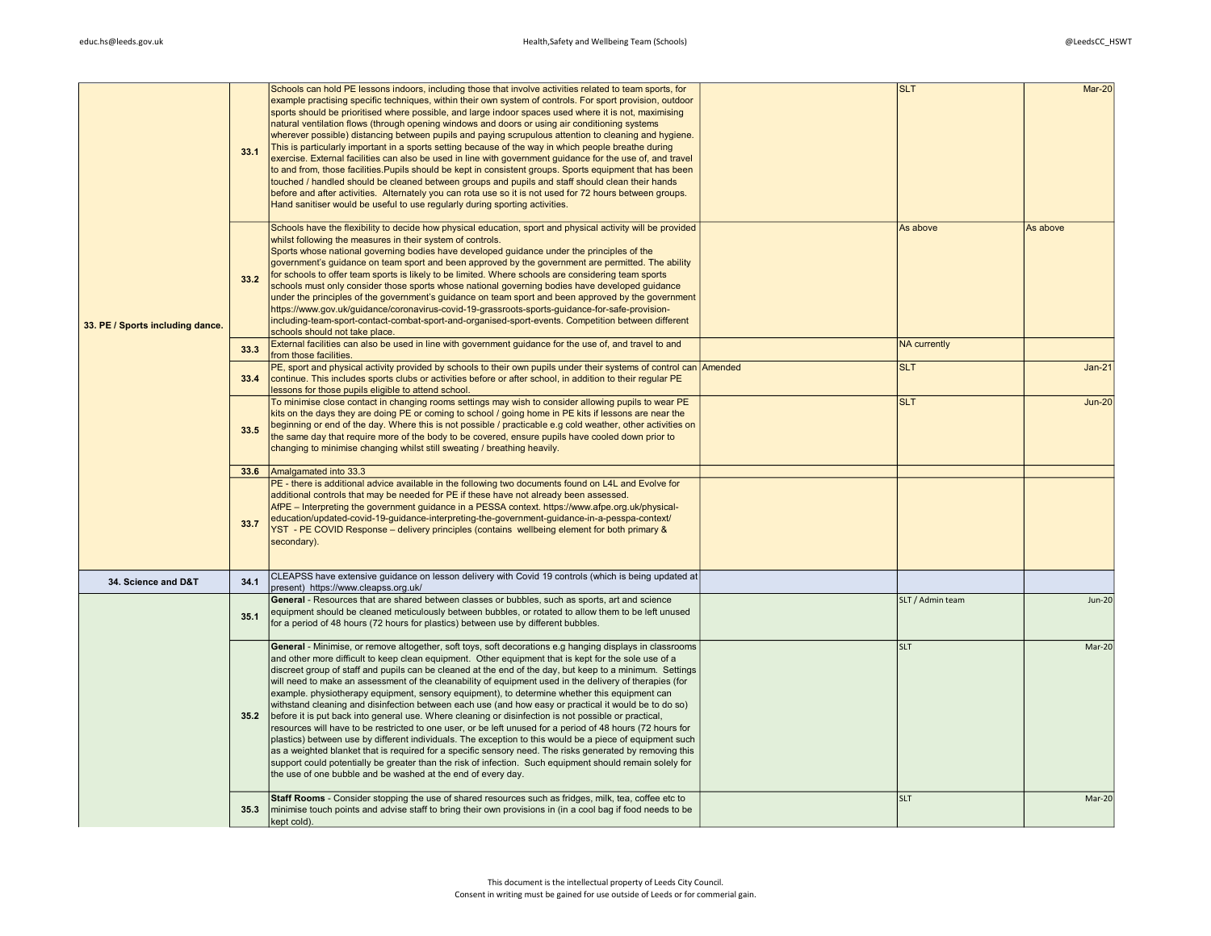| | | | | | |
|---|---|---|---|---|---|
| 33. PE / Sports including dance. | 33.1 | Schools can hold PE lessons indoors, including those that involve activities related to team sports, for example practising specific techniques, within their own system of controls. For sport provision, outdoor sports should be prioritised where possible, and large indoor spaces used where it is not, maximising natural ventilation flows (through opening windows and doors or using air conditioning systems wherever possible) distancing between pupils and paying scrupulous attention to cleaning and hygiene. This is particularly important in a sports setting because of the way in which people breathe during exercise. External facilities can also be used in line with government guidance for the use of, and travel to and from, those facilities.Pupils should be kept in consistent groups. Sports equipment that has been touched / handled should be cleaned between groups and pupils and staff should clean their hands before and after activities. Alternately you can rota use so it is not used for 72 hours between groups. Hand sanitiser would be useful to use regularly during sporting activities. | | SLT | Mar-20 |
| | 33.2 | Schools have the flexibility to decide how physical education, sport and physical activity will be provided whilst following the measures in their system of controls. Sports whose national governing bodies have developed guidance under the principles of the government's guidance on team sport and been approved by the government are permitted. The ability for schools to offer team sports is likely to be limited. Where schools are considering team sports schools must only consider those sports whose national governing bodies have developed guidance under the principles of the government's guidance on team sport and been approved by the government https://www.gov.uk/guidance/coronavirus-covid-19-grassroots-sports-guidance-for-safe-provision-including-team-sport-contact-combat-sport-and-organised-sport-events. Competition between different schools should not take place. | | As above | As above |
| | 33.3 | External facilities can also be used in line with government guidance for the use of, and travel to and from those facilities. | | NA currently | |
| | 33.4 | PE, sport and physical activity provided by schools to their own pupils under their systems of control can continue. This includes sports clubs or activities before or after school, in addition to their regular PE lessons for those pupils eligible to attend school. | Amended | SLT | Jan-21 |
| | 33.5 | To minimise close contact in changing rooms settings may wish to consider allowing pupils to wear PE kits on the days they are doing PE or coming to school / going home in PE kits if lessons are near the beginning or end of the day. Where this is not possible / practicable e.g cold weather, other activities on the same day that require more of the body to be covered, ensure pupils have cooled down prior to changing to minimise changing whilst still sweating / breathing heavily. | | SLT | Jun-20 |
| | 33.6 | Amalgamated into 33.3 | | | |
| | 33.7 | PE - there is additional advice available in the following two documents found on L4L and Evolve for additional controls that may be needed for PE if these have not already been assessed.<br>AfPE – Interpreting the government guidance in a PESSA context. https://www.afpe.org.uk/physical-education/updated-covid-19-guidance-interpreting-the-government-guidance-in-a-pesspa-context/<br>YST - PE COVID Response – delivery principles (contains wellbeing element for both primary & secondary). | | | |
| 34. Science and D&T | 34.1 | CLEAPSS have extensive guidance on lesson delivery with Covid 19 controls (which is being updated at present) https://www.cleapss.org.uk/ | | | |
| | 35.1 | **General** - Resources that are shared between classes or bubbles, such as sports, art and science equipment should be cleaned meticulously between bubbles, or rotated to allow them to be left unused for a period of 48 hours (72 hours for plastics) between use by different bubbles. | | SLT / Admin team | Jun-20 |
| | 35.2 | **General** - Minimise, or remove altogether, soft toys, soft decorations e.g hanging displays in classrooms and other more difficult to keep clean equipment. Other equipment that is kept for the sole use of a discreet group of staff and pupils can be cleaned at the end of the day, but keep to a minimum. Settings will need to make an assessment of the cleanability of equipment used in the delivery of therapies (for example. physiotherapy equipment, sensory equipment), to determine whether this equipment can withstand cleaning and disinfection between each use (and how easy or practical it would be to do so) before it is put back into general use. Where cleaning or disinfection is not possible or practical, resources will have to be restricted to one user, or be left unused for a period of 48 hours (72 hours for plastics) between use by different individuals. The exception to this would be a piece of equipment such as a weighted blanket that is required for a specific sensory need. The risks generated by removing this support could potentially be greater than the risk of infection. Such equipment should remain solely for the use of one bubble and be washed at the end of every day. | | SLT | Mar-20 |
| | 35.3 | **Staff Rooms** - Consider stopping the use of shared resources such as fridges, milk, tea, coffee etc to minimise touch points and advise staff to bring their own provisions in (in a cool bag if food needs to be kept cold). | | SLT | Mar-20 |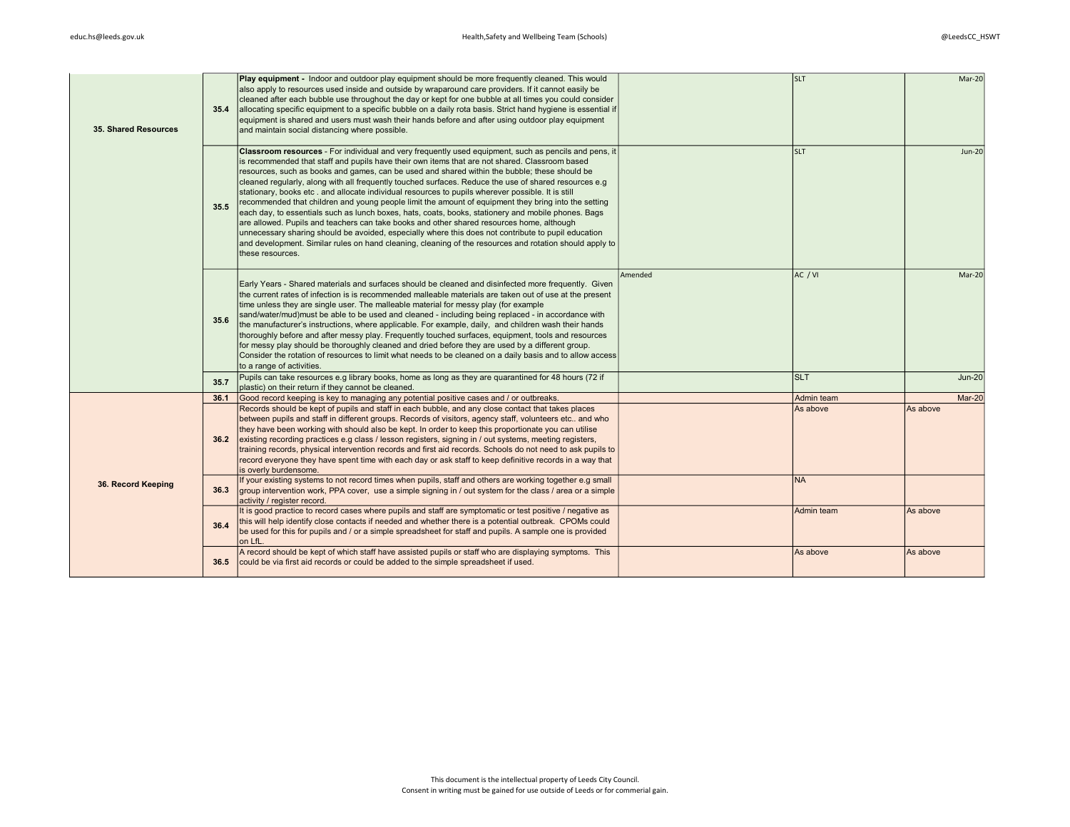| | | | | | |
|---|---|---|---|---|---|
| 35. Shared Resources | 35.4 | **Play equipment -** Indoor and outdoor play equipment should be more frequently cleaned. This would also apply to resources used inside and outside by wraparound care providers. If it cannot easily be cleaned after each bubble use throughout the day or kept for one bubble at all times you could consider allocating specific equipment to a specific bubble on a daily rota basis. Strict hand hygiene is essential if equipment is shared and users must wash their hands before and after using outdoor play equipment and maintain social distancing where possible. | | SLT | Mar-20 |
| | 35.5 | **Classroom resources** - For individual and very frequently used equipment, such as pencils and pens, it is recommended that staff and pupils have their own items that are not shared. Classroom based resources, such as books and games, can be used and shared within the bubble; these should be cleaned regularly, along with all frequently touched surfaces. Reduce the use of shared resources e.g stationary, books etc . and allocate individual resources to pupils wherever possible. It is still recommended that children and young people limit the amount of equipment they bring into the setting each day, to essentials such as lunch boxes, hats, coats, books, stationery and mobile phones. Bags are allowed. Pupils and teachers can take books and other shared resources home, although unnecessary sharing should be avoided, especially where this does not contribute to pupil education and development. Similar rules on hand cleaning, cleaning of the resources and rotation should apply to these resources. | | SLT | Jun-20 |
| | 35.6 | Early Years - Shared materials and surfaces should be cleaned and disinfected more frequently. Given the current rates of infection is is recommended malleable materials are taken out of use at the present time unless they are single user. The malleable material for messy play (for example sand/water/mud)must be able to be used and cleaned - including being replaced - in accordance with the manufacturer's instructions, where applicable. For example, daily, and children wash their hands thoroughly before and after messy play. Frequently touched surfaces, equipment, tools and resources for messy play should be thoroughly cleaned and dried before they are used by a different group. Consider the rotation of resources to limit what needs to be cleaned on a daily basis and to allow access to a range of activities. | Amended | AC / VI | Mar-20 |
| | 35.7 | Pupils can take resources e.g library books, home as long as they are quarantined for 48 hours (72 if plastic) on their return if they cannot be cleaned. | | SLT | Jun-20 |
| 36. Record Keeping | 36.1 | Good record keeping is key to managing any potential positive cases and / or outbreaks. | | Admin team | Mar-20 |
| | 36.2 | Records should be kept of pupils and staff in each bubble, and any close contact that takes places between pupils and staff in different groups. Records of visitors, agency staff, volunteers etc.. and who they have been working with should also be kept. In order to keep this proportionate you can utilise existing recording practices e.g class / lesson registers, signing in / out systems, meeting registers, training records, physical intervention records and first aid records. Schools do not need to ask pupils to record everyone they have spent time with each day or ask staff to keep definitive records in a way that is overly burdensome. | | As above | As above |
| | 36.3 | If your existing systems to not record times when pupils, staff and others are working together e.g small group intervention work, PPA cover, use a simple signing in / out system for the class / area or a simple activity / register record. | | NA | |
| | 36.4 | It is good practice to record cases where pupils and staff are symptomatic or test positive / negative as this will help identify close contacts if needed and whether there is a potential outbreak. CPOMs could be used for this for pupils and / or a simple spreadsheet for staff and pupils. A sample one is provided on LfL. | | Admin team | As above |
| | 36.5 | A record should be kept of which staff have assisted pupils or staff who are displaying symptoms. This could be via first aid records or could be added to the simple spreadsheet if used. | | As above | As above |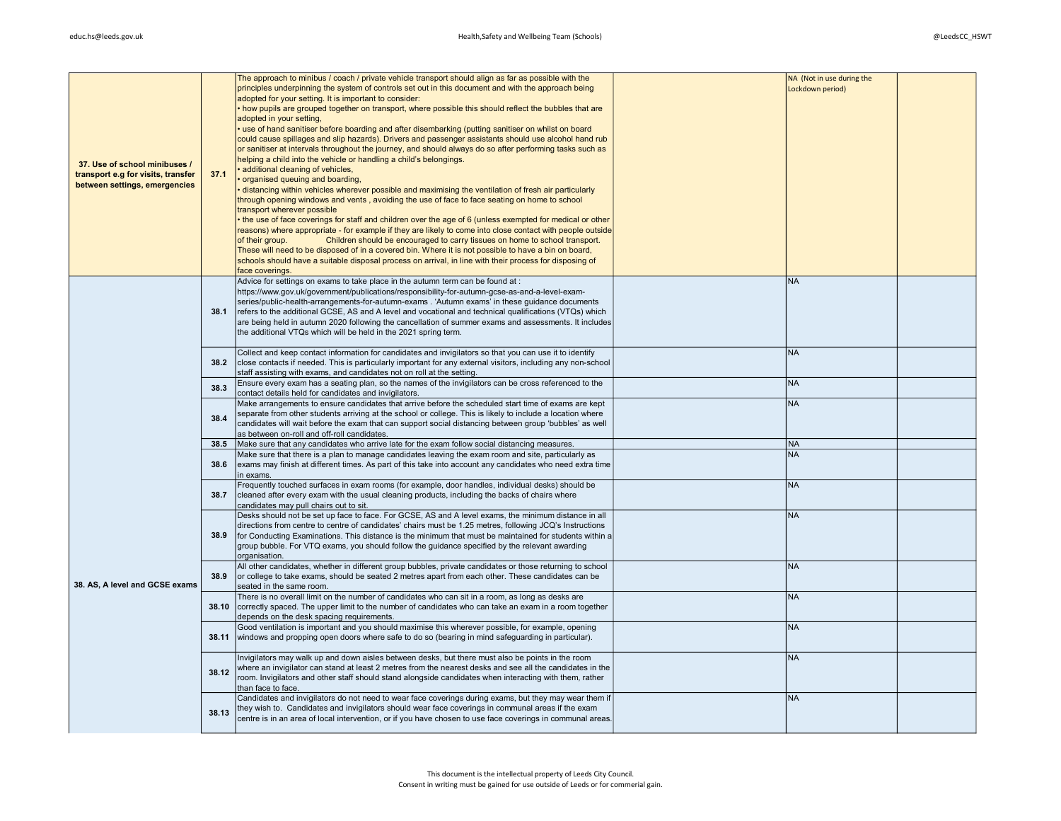| | | | | | |
|---|---|---|---|---|---|
| 37. Use of school minibuses / transport e.g for visits, transfer between settings, emergencies | 37.1 | The approach to minibus / coach / private vehicle transport should align as far as possible with the principles underpinning the system of controls set out in this document and with the approach being adopted for your setting. It is important to consider:<br>• how pupils are grouped together on transport, where possible this should reflect the bubbles that are adopted in your setting,<br>• use of hand sanitiser before boarding and after disembarking (putting sanitiser on whilst on board could cause spillages and slip hazards). Drivers and passenger assistants should use alcohol hand rub or sanitiser at intervals throughout the journey, and should always do so after performing tasks such as helping a child into the vehicle or handling a child's belongings.<br>• additional cleaning of vehicles,<br>• organised queuing and boarding,<br>• distancing within vehicles wherever possible and maximising the ventilation of fresh air particularly through opening windows and vents , avoiding the use of face to face seating on home to school transport wherever possible<br>• the use of face coverings for staff and children over the age of 6 (unless exempted for medical or other reasons) where appropriate - for example if they are likely to come into close contact with people outside of their group. Children should be encouraged to carry tissues on home to school transport. These will need to be disposed of in a covered bin. Where it is not possible to have a bin on board, schools should have a suitable disposal process on arrival, in line with their process for disposing of face coverings. | | NA (Not in use during the Lockdown period) | |
| 38. AS, A level and GCSE exams | 38.1 | Advice for settings on exams to take place in the autumn term can be found at : https://www.gov.uk/government/publications/responsibility-for-autumn-gcse-as-and-a-level-exam-series/public-health-arrangements-for-autumn-exams . 'Autumn exams' in these guidance documents refers to the additional GCSE, AS and A level and vocational and technical qualifications (VTQs) which are being held in autumn 2020 following the cancellation of summer exams and assessments. It includes the additional VTQs which will be held in the 2021 spring term. | | NA | |
| | 38.2 | Collect and keep contact information for candidates and invigilators so that you can use it to identify close contacts if needed. This is particularly important for any external visitors, including any non-school staff assisting with exams, and candidates not on roll at the setting. | | NA | |
| | 38.3 | Ensure every exam has a seating plan, so the names of the invigilators can be cross referenced to the contact details held for candidates and invigilators. | | NA | |
| | 38.4 | Make arrangements to ensure candidates that arrive before the scheduled start time of exams are kept separate from other students arriving at the school or college. This is likely to include a location where candidates will wait before the exam that can support social distancing between group 'bubbles' as well as between on-roll and off-roll candidates. | | NA | |
| | 38.5 | Make sure that any candidates who arrive late for the exam follow social distancing measures. | | NA | |
| | 38.6 | Make sure that there is a plan to manage candidates leaving the exam room and site, particularly as exams may finish at different times. As part of this take into account any candidates who need extra time in exams. | | NA | |
| | 38.7 | Frequently touched surfaces in exam rooms (for example, door handles, individual desks) should be cleaned after every exam with the usual cleaning products, including the backs of chairs where candidates may pull chairs out to sit. | | NA | |
| | 38.9 | Desks should not be set up face to face. For GCSE, AS and A level exams, the minimum distance in all directions from centre to centre of candidates' chairs must be 1.25 metres, following JCQ's Instructions for Conducting Examinations. This distance is the minimum that must be maintained for students within a group bubble. For VTQ exams, you should follow the guidance specified by the relevant awarding organisation. | | NA | |
| | 38.9 | All other candidates, whether in different group bubbles, private candidates or those returning to school or college to take exams, should be seated 2 metres apart from each other. These candidates can be seated in the same room. | | NA | |
| | 38.10 | There is no overall limit on the number of candidates who can sit in a room, as long as desks are correctly spaced. The upper limit to the number of candidates who can take an exam in a room together depends on the desk spacing requirements. | | NA | |
| | 38.11 | Good ventilation is important and you should maximise this wherever possible, for example, opening windows and propping open doors where safe to do so (bearing in mind safeguarding in particular). | | NA | |
| | 38.12 | Invigilators may walk up and down aisles between desks, but there must also be points in the room where an invigilator can stand at least 2 metres from the nearest desks and see all the candidates in the room. Invigilators and other staff should stand alongside candidates when interacting with them, rather than face to face. | | NA | |
| | 38.13 | Candidates and invigilators do not need to wear face coverings during exams, but they may wear them if they wish to. Candidates and invigilators should wear face coverings in communal areas if the exam centre is in an area of local intervention, or if you have chosen to use face coverings in communal areas. | | NA | |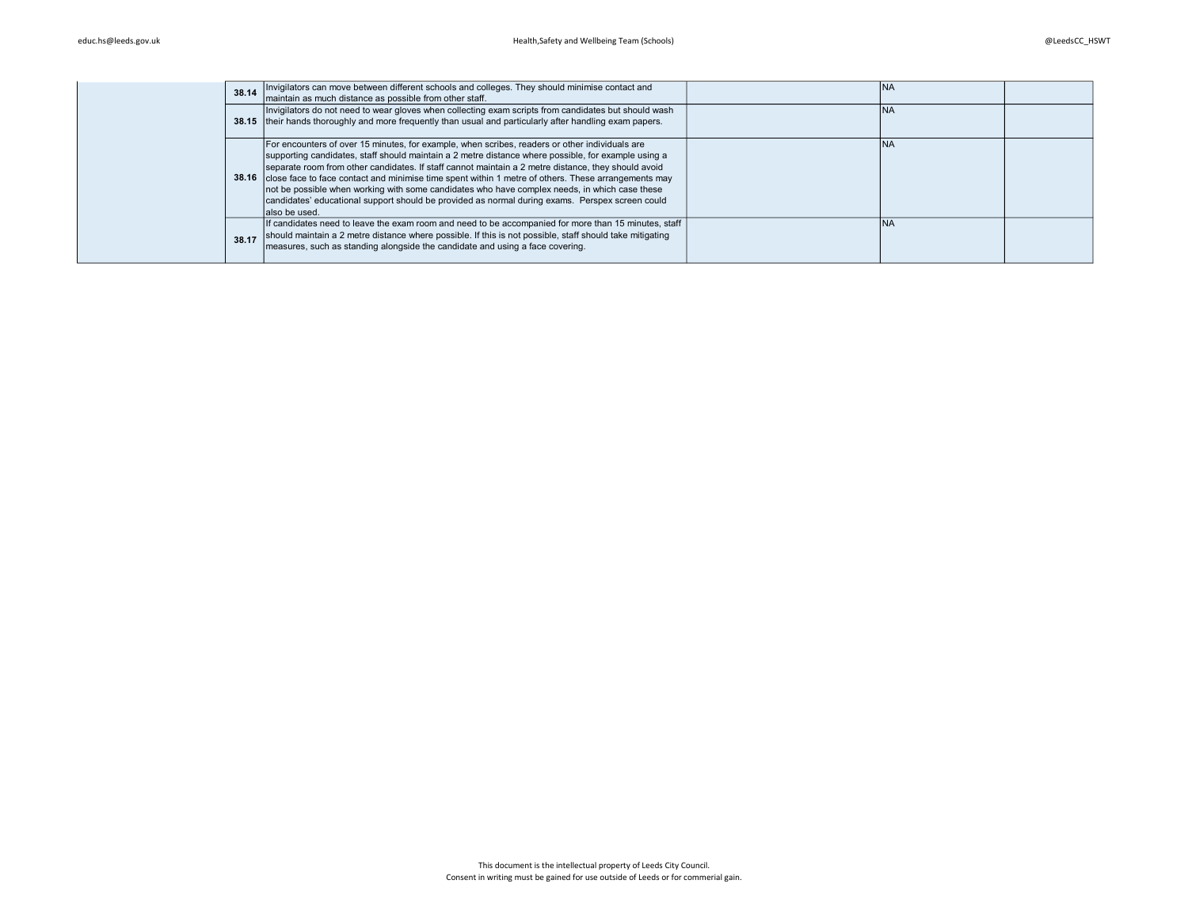| | | | | | |
|---|---|---|---|---|---|
| | **38.14** | Invigilators can move between different schools and colleges. They should minimise contact and maintain as much distance as possible from other staff. | | NA | |
| | **38.15** | Invigilators do not need to wear gloves when collecting exam scripts from candidates but should wash their hands thoroughly and more frequently than usual and particularly after handling exam papers. | | NA | |
| | **38.16** | For encounters of over 15 minutes, for example, when scribes, readers or other individuals are supporting candidates, staff should maintain a 2 metre distance where possible, for example using a separate room from other candidates. If staff cannot maintain a 2 metre distance, they should avoid close face to face contact and minimise time spent within 1 metre of others. These arrangements may not be possible when working with some candidates who have complex needs, in which case these candidates' educational support should be provided as normal during exams. Perspex screen could also be used. | | NA | |
| | **38.17** | If candidates need to leave the exam room and need to be accompanied for more than 15 minutes, staff should maintain a 2 metre distance where possible. If this is not possible, staff should take mitigating measures, such as standing alongside the candidate and using a face covering. | | NA | |

This document is the intellectual property of Leeds City Council.
Consent in writing must be gained for use outside of Leeds or for commerial gain.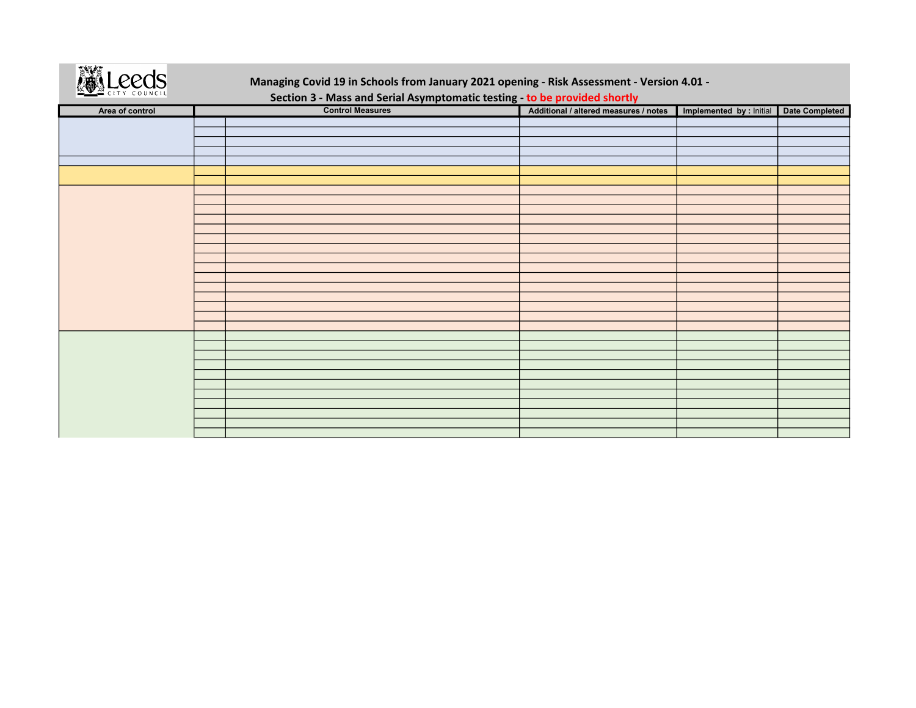# Managing Covid 19 in Schools from January 2021 opening - Risk Assessment - Version 4.01 -

## Section 3 - Mass and Serial Asymptomatic testing - to be provided shortly

| Area of control | Control Measures | | Additional / altered measures / notes | Implemented by : Initial | Date Completed |
|---|---|---|---|---|---|
| | | | | | |